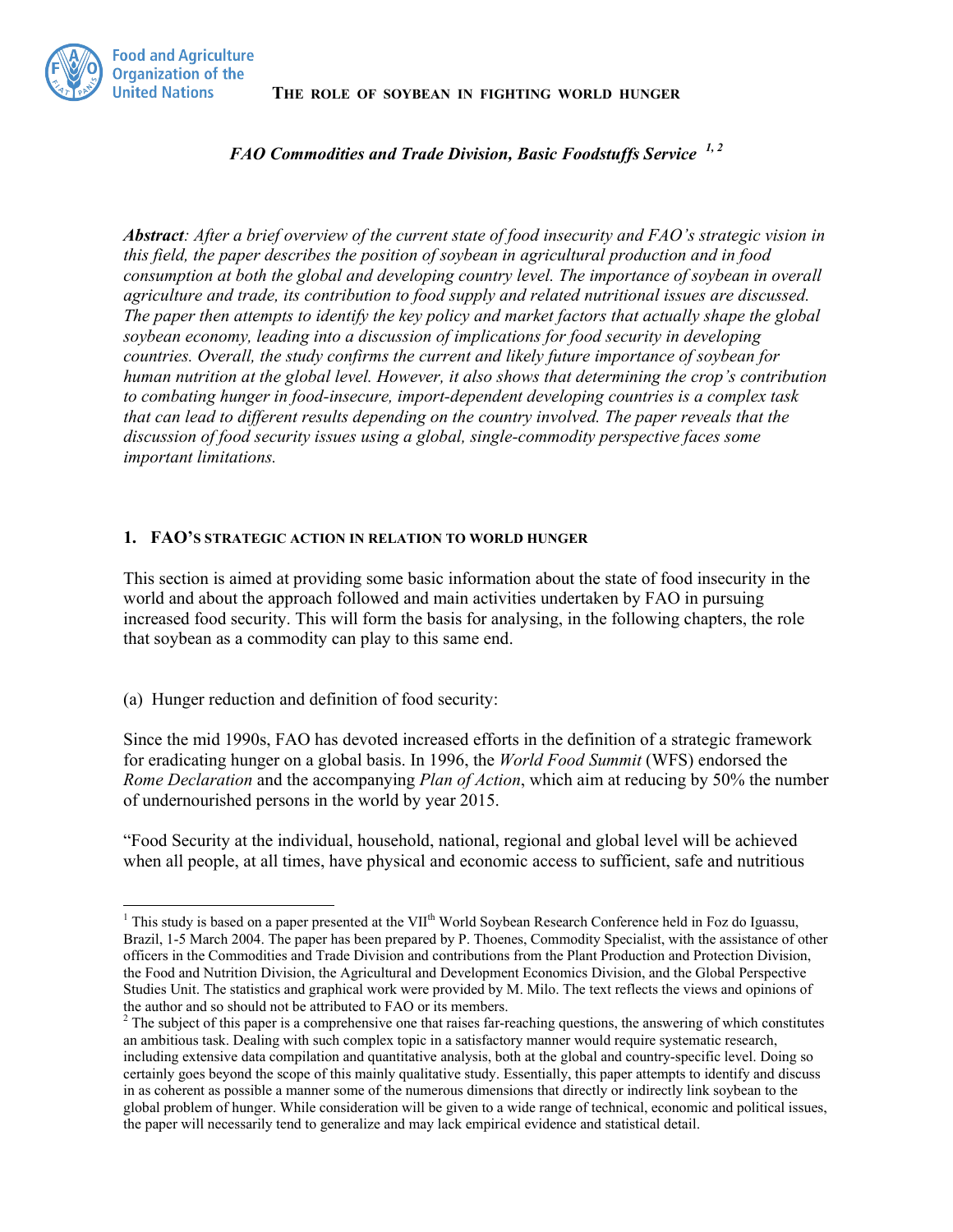# THE ROLE OF SOYBEAN IN FIGHTING WORLD HUNGER

*FAO Commodities and Trade Division, Basic Foodstuffs Service* [1, 2]

***Abstract****: After a brief overview of the current state of food insecurity and FAO's strategic vision in this field, the paper describes the position of soybean in agricultural production and in food consumption at both the global and developing country level. The importance of soybean in overall agriculture and trade, its contribution to food supply and related nutritional issues are discussed. The paper then attempts to identify the key policy and market factors that actually shape the global soybean economy, leading into a discussion of implications for food security in developing countries. Overall, the study confirms the current and likely future importance of soybean for human nutrition at the global level. However, it also shows that determining the crop's contribution to combating hunger in food-insecure, import-dependent developing countries is a complex task that can lead to different results depending on the country involved. The paper reveals that the discussion of food security issues using a global, single-commodity perspective faces some important limitations.*

## 1. FAO'S STRATEGIC ACTION IN RELATION TO WORLD HUNGER

This section is aimed at providing some basic information about the state of food insecurity in the world and about the approach followed and main activities undertaken by FAO in pursuing increased food security. This will form the basis for analysing, in the following chapters, the role that soybean as a commodity can play to this same end.

(a) Hunger reduction and definition of food security:

Since the mid 1990s, FAO has devoted increased efforts in the definition of a strategic framework for eradicating hunger on a global basis. In 1996, the *World Food Summit* (WFS) endorsed the *Rome Declaration* and the accompanying *Plan of Action*, which aim at reducing by 50% the number of undernourished persons in the world by year 2015.

"Food Security at the individual, household, national, regional and global level will be achieved when all people, at all times, have physical and economic access to sufficient, safe and nutritious

---

[1] This study is based on a paper presented at the VII[th] World Soybean Research Conference held in Foz do Iguassu, Brazil, 1-5 March 2004. The paper has been prepared by P. Thoenes, Commodity Specialist, with the assistance of other officers in the Commodities and Trade Division and contributions from the Plant Production and Protection Division, the Food and Nutrition Division, the Agricultural and Development Economics Division, and the Global Perspective Studies Unit. The statistics and graphical work were provided by M. Milo. The text reflects the views and opinions of the author and so should not be attributed to FAO or its members.

[2] The subject of this paper is a comprehensive one that raises far-reaching questions, the answering of which constitutes an ambitious task. Dealing with such complex topic in a satisfactory manner would require systematic research, including extensive data compilation and quantitative analysis, both at the global and country-specific level. Doing so certainly goes beyond the scope of this mainly qualitative study. Essentially, this paper attempts to identify and discuss in as coherent as possible a manner some of the numerous dimensions that directly or indirectly link soybean to the global problem of hunger. While consideration will be given to a wide range of technical, economic and political issues, the paper will necessarily tend to generalize and may lack empirical evidence and statistical detail.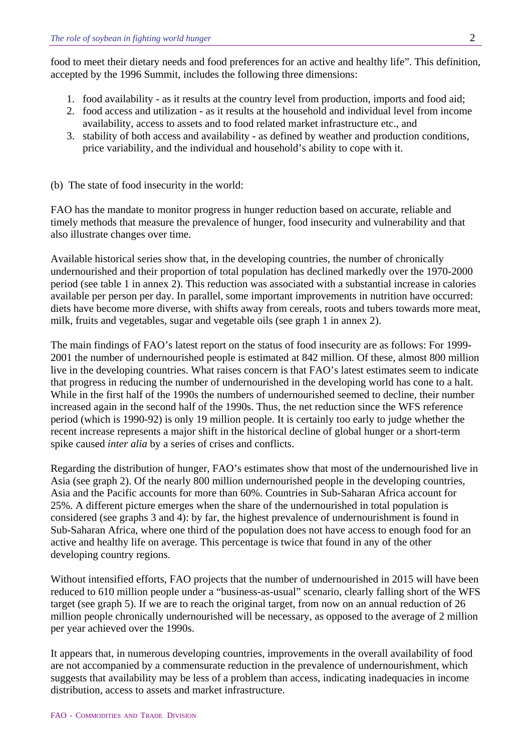food to meet their dietary needs and food preferences for an active and healthy life". This definition, accepted by the 1996 Summit, includes the following three dimensions:

1. food availability - as it results at the country level from production, imports and food aid;
2. food access and utilization - as it results at the household and individual level from income availability, access to assets and to food related market infrastructure etc., and
3. stability of both access and availability - as defined by weather and production conditions, price variability, and the individual and household's ability to cope with it.

(b) The state of food insecurity in the world:

FAO has the mandate to monitor progress in hunger reduction based on accurate, reliable and timely methods that measure the prevalence of hunger, food insecurity and vulnerability and that also illustrate changes over time.

Available historical series show that, in the developing countries, the number of chronically undernourished and their proportion of total population has declined markedly over the 1970-2000 period (see table 1 in annex 2). This reduction was associated with a substantial increase in calories available per person per day. In parallel, some important improvements in nutrition have occurred: diets have become more diverse, with shifts away from cereals, roots and tubers towards more meat, milk, fruits and vegetables, sugar and vegetable oils (see graph 1 in annex 2).

The main findings of FAO's latest report on the status of food insecurity are as follows: For 1999-2001 the number of undernourished people is estimated at 842 million. Of these, almost 800 million live in the developing countries. What raises concern is that FAO's latest estimates seem to indicate that progress in reducing the number of undernourished in the developing world has cone to a halt. While in the first half of the 1990s the numbers of undernourished seemed to decline, their number increased again in the second half of the 1990s. Thus, the net reduction since the WFS reference period (which is 1990-92) is only 19 million people. It is certainly too early to judge whether the recent increase represents a major shift in the historical decline of global hunger or a short-term spike caused *inter alia* by a series of crises and conflicts.

Regarding the distribution of hunger, FAO's estimates show that most of the undernourished live in Asia (see graph 2). Of the nearly 800 million undernourished people in the developing countries, Asia and the Pacific accounts for more than 60%. Countries in Sub-Saharan Africa account for 25%. A different picture emerges when the share of the undernourished in total population is considered (see graphs 3 and 4): by far, the highest prevalence of undernourishment is found in Sub-Saharan Africa, where one third of the population does not have access to enough food for an active and healthy life on average. This percentage is twice that found in any of the other developing country regions.

Without intensified efforts, FAO projects that the number of undernourished in 2015 will have been reduced to 610 million people under a "business-as-usual" scenario, clearly falling short of the WFS target (see graph 5). If we are to reach the original target, from now on an annual reduction of 26 million people chronically undernourished will be necessary, as opposed to the average of 2 million per year achieved over the 1990s.

It appears that, in numerous developing countries, improvements in the overall availability of food are not accompanied by a commensurate reduction in the prevalence of undernourishment, which suggests that availability may be less of a problem than access, indicating inadequacies in income distribution, access to assets and market infrastructure.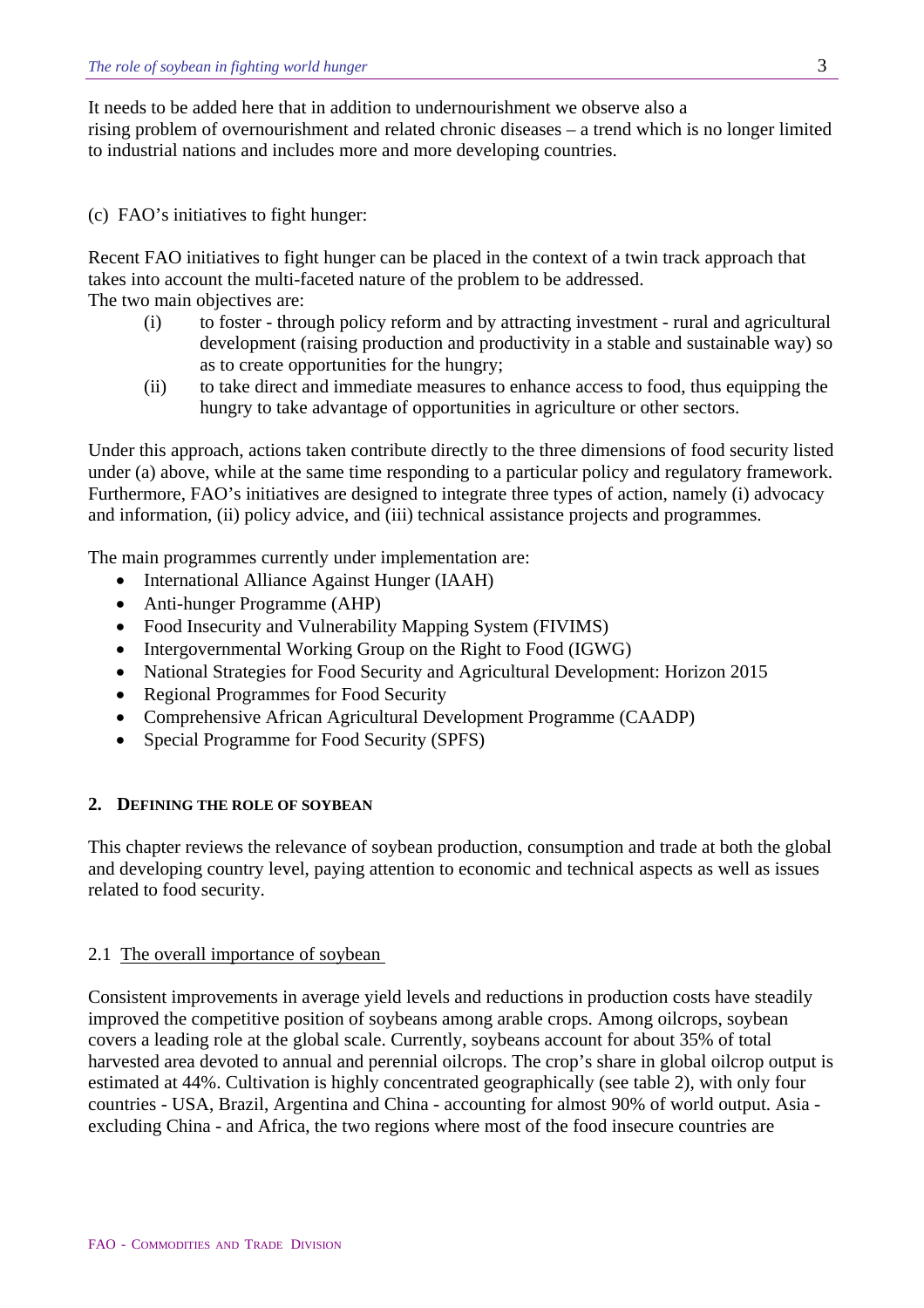It needs to be added here that in addition to undernourishment we observe also a rising problem of overnourishment and related chronic diseases – a trend which is no longer limited to industrial nations and includes more and more developing countries.

(c) FAO's initiatives to fight hunger:

Recent FAO initiatives to fight hunger can be placed in the context of a twin track approach that takes into account the multi-faceted nature of the problem to be addressed.
The two main objectives are:

(i) to foster - through policy reform and by attracting investment - rural and agricultural development (raising production and productivity in a stable and sustainable way) so as to create opportunities for the hungry;

(ii) to take direct and immediate measures to enhance access to food, thus equipping the hungry to take advantage of opportunities in agriculture or other sectors.

Under this approach, actions taken contribute directly to the three dimensions of food security listed under (a) above, while at the same time responding to a particular policy and regulatory framework. Furthermore, FAO's initiatives are designed to integrate three types of action, namely (i) advocacy and information, (ii) policy advice, and (iii) technical assistance projects and programmes.

The main programmes currently under implementation are:

- International Alliance Against Hunger (IAAH)
- Anti-hunger Programme (AHP)
- Food Insecurity and Vulnerability Mapping System (FIVIMS)
- Intergovernmental Working Group on the Right to Food (IGWG)
- National Strategies for Food Security and Agricultural Development: Horizon 2015
- Regional Programmes for Food Security
- Comprehensive African Agricultural Development Programme (CAADP)
- Special Programme for Food Security (SPFS)

## 2. Defining the Role of Soybean

This chapter reviews the relevance of soybean production, consumption and trade at both the global and developing country level, paying attention to economic and technical aspects as well as issues related to food security.

### 2.1 The overall importance of soybean

Consistent improvements in average yield levels and reductions in production costs have steadily improved the competitive position of soybeans among arable crops. Among oilcrops, soybean covers a leading role at the global scale. Currently, soybeans account for about 35% of total harvested area devoted to annual and perennial oilcrops. The crop's share in global oilcrop output is estimated at 44%. Cultivation is highly concentrated geographically (see table 2), with only four countries - USA, Brazil, Argentina and China - accounting for almost 90% of world output. Asia - excluding China - and Africa, the two regions where most of the food insecure countries are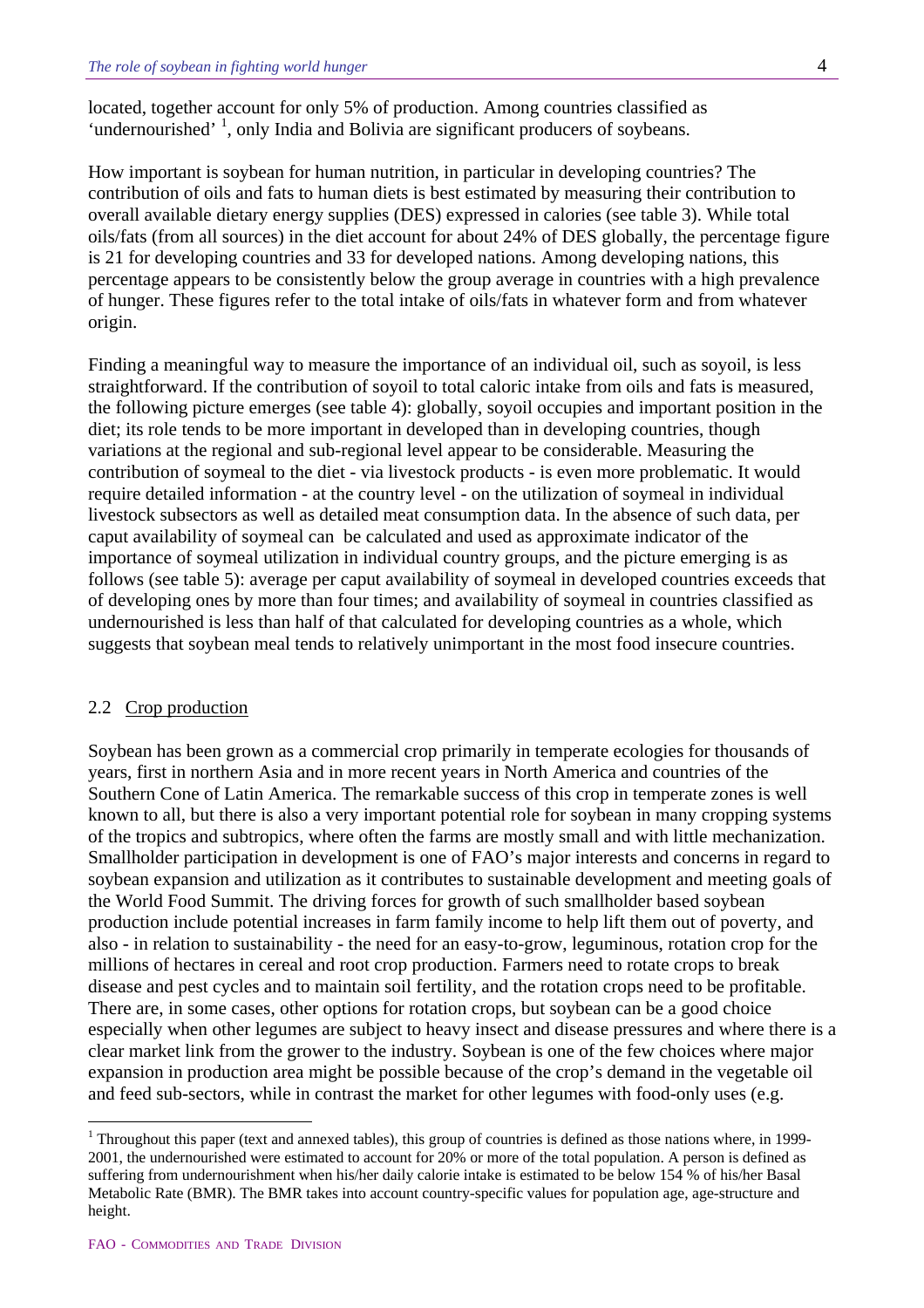located, together account for only 5% of production. Among countries classified as 'undernourished' [1], only India and Bolivia are significant producers of soybeans.

How important is soybean for human nutrition, in particular in developing countries? The contribution of oils and fats to human diets is best estimated by measuring their contribution to overall available dietary energy supplies (DES) expressed in calories (see table 3). While total oils/fats (from all sources) in the diet account for about 24% of DES globally, the percentage figure is 21 for developing countries and 33 for developed nations. Among developing nations, this percentage appears to be consistently below the group average in countries with a high prevalence of hunger. These figures refer to the total intake of oils/fats in whatever form and from whatever origin.

Finding a meaningful way to measure the importance of an individual oil, such as soyoil, is less straightforward. If the contribution of soyoil to total caloric intake from oils and fats is measured, the following picture emerges (see table 4): globally, soyoil occupies and important position in the diet; its role tends to be more important in developed than in developing countries, though variations at the regional and sub-regional level appear to be considerable. Measuring the contribution of soymeal to the diet - via livestock products - is even more problematic. It would require detailed information - at the country level - on the utilization of soymeal in individual livestock subsectors as well as detailed meat consumption data. In the absence of such data, per caput availability of soymeal can be calculated and used as approximate indicator of the importance of soymeal utilization in individual country groups, and the picture emerging is as follows (see table 5): average per caput availability of soymeal in developed countries exceeds that of developing ones by more than four times; and availability of soymeal in countries classified as undernourished is less than half of that calculated for developing countries as a whole, which suggests that soybean meal tends to relatively unimportant in the most food insecure countries.

## 2.2 Crop production

Soybean has been grown as a commercial crop primarily in temperate ecologies for thousands of years, first in northern Asia and in more recent years in North America and countries of the Southern Cone of Latin America. The remarkable success of this crop in temperate zones is well known to all, but there is also a very important potential role for soybean in many cropping systems of the tropics and subtropics, where often the farms are mostly small and with little mechanization. Smallholder participation in development is one of FAO's major interests and concerns in regard to soybean expansion and utilization as it contributes to sustainable development and meeting goals of the World Food Summit. The driving forces for growth of such smallholder based soybean production include potential increases in farm family income to help lift them out of poverty, and also - in relation to sustainability - the need for an easy-to-grow, leguminous, rotation crop for the millions of hectares in cereal and root crop production. Farmers need to rotate crops to break disease and pest cycles and to maintain soil fertility, and the rotation crops need to be profitable. There are, in some cases, other options for rotation crops, but soybean can be a good choice especially when other legumes are subject to heavy insect and disease pressures and where there is a clear market link from the grower to the industry. Soybean is one of the few choices where major expansion in production area might be possible because of the crop's demand in the vegetable oil and feed sub-sectors, while in contrast the market for other legumes with food-only uses (e.g.

[1] Throughout this paper (text and annexed tables), this group of countries is defined as those nations where, in 1999-2001, the undernourished were estimated to account for 20% or more of the total population. A person is defined as suffering from undernourishment when his/her daily calorie intake is estimated to be below 154 % of his/her Basal Metabolic Rate (BMR). The BMR takes into account country-specific values for population age, age-structure and height.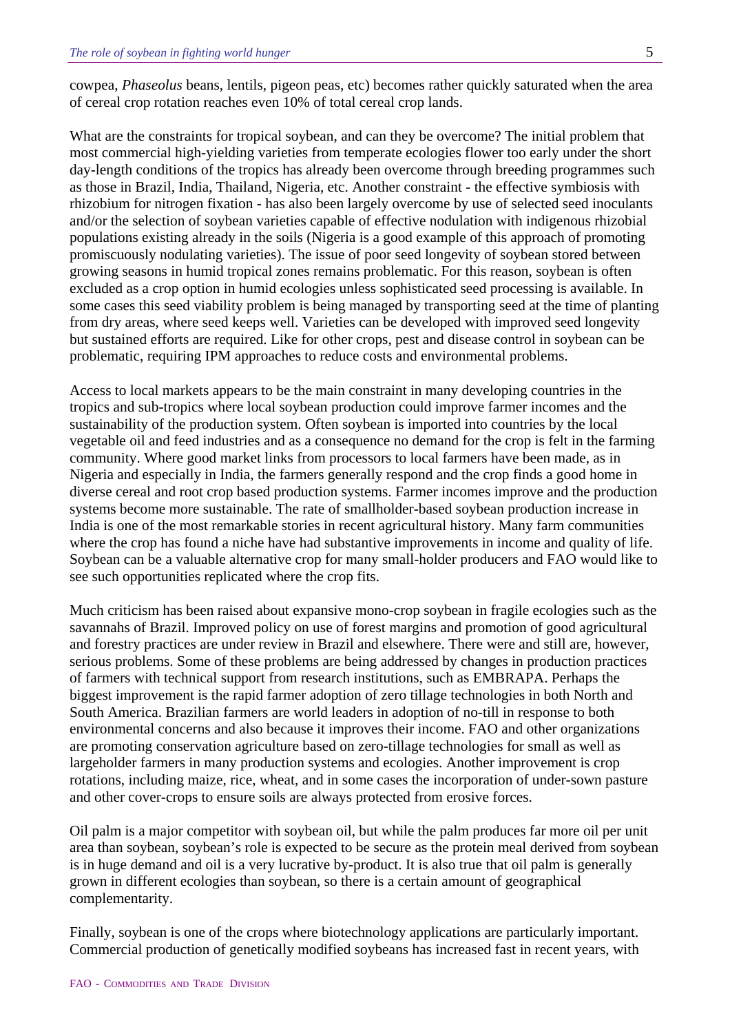cowpea, *Phaseolus* beans, lentils, pigeon peas, etc) becomes rather quickly saturated when the area of cereal crop rotation reaches even 10% of total cereal crop lands.

What are the constraints for tropical soybean, and can they be overcome? The initial problem that most commercial high-yielding varieties from temperate ecologies flower too early under the short day-length conditions of the tropics has already been overcome through breeding programmes such as those in Brazil, India, Thailand, Nigeria, etc. Another constraint - the effective symbiosis with rhizobium for nitrogen fixation - has also been largely overcome by use of selected seed inoculants and/or the selection of soybean varieties capable of effective nodulation with indigenous rhizobial populations existing already in the soils (Nigeria is a good example of this approach of promoting promiscuously nodulating varieties). The issue of poor seed longevity of soybean stored between growing seasons in humid tropical zones remains problematic. For this reason, soybean is often excluded as a crop option in humid ecologies unless sophisticated seed processing is available. In some cases this seed viability problem is being managed by transporting seed at the time of planting from dry areas, where seed keeps well. Varieties can be developed with improved seed longevity but sustained efforts are required. Like for other crops, pest and disease control in soybean can be problematic, requiring IPM approaches to reduce costs and environmental problems.

Access to local markets appears to be the main constraint in many developing countries in the tropics and sub-tropics where local soybean production could improve farmer incomes and the sustainability of the production system. Often soybean is imported into countries by the local vegetable oil and feed industries and as a consequence no demand for the crop is felt in the farming community. Where good market links from processors to local farmers have been made, as in Nigeria and especially in India, the farmers generally respond and the crop finds a good home in diverse cereal and root crop based production systems. Farmer incomes improve and the production systems become more sustainable. The rate of smallholder-based soybean production increase in India is one of the most remarkable stories in recent agricultural history. Many farm communities where the crop has found a niche have had substantive improvements in income and quality of life. Soybean can be a valuable alternative crop for many small-holder producers and FAO would like to see such opportunities replicated where the crop fits.

Much criticism has been raised about expansive mono-crop soybean in fragile ecologies such as the savannahs of Brazil. Improved policy on use of forest margins and promotion of good agricultural and forestry practices are under review in Brazil and elsewhere. There were and still are, however, serious problems. Some of these problems are being addressed by changes in production practices of farmers with technical support from research institutions, such as EMBRAPA. Perhaps the biggest improvement is the rapid farmer adoption of zero tillage technologies in both North and South America. Brazilian farmers are world leaders in adoption of no-till in response to both environmental concerns and also because it improves their income. FAO and other organizations are promoting conservation agriculture based on zero-tillage technologies for small as well as largeholder farmers in many production systems and ecologies. Another improvement is crop rotations, including maize, rice, wheat, and in some cases the incorporation of under-sown pasture and other cover-crops to ensure soils are always protected from erosive forces.

Oil palm is a major competitor with soybean oil, but while the palm produces far more oil per unit area than soybean, soybean's role is expected to be secure as the protein meal derived from soybean is in huge demand and oil is a very lucrative by-product. It is also true that oil palm is generally grown in different ecologies than soybean, so there is a certain amount of geographical complementarity.

Finally, soybean is one of the crops where biotechnology applications are particularly important. Commercial production of genetically modified soybeans has increased fast in recent years, with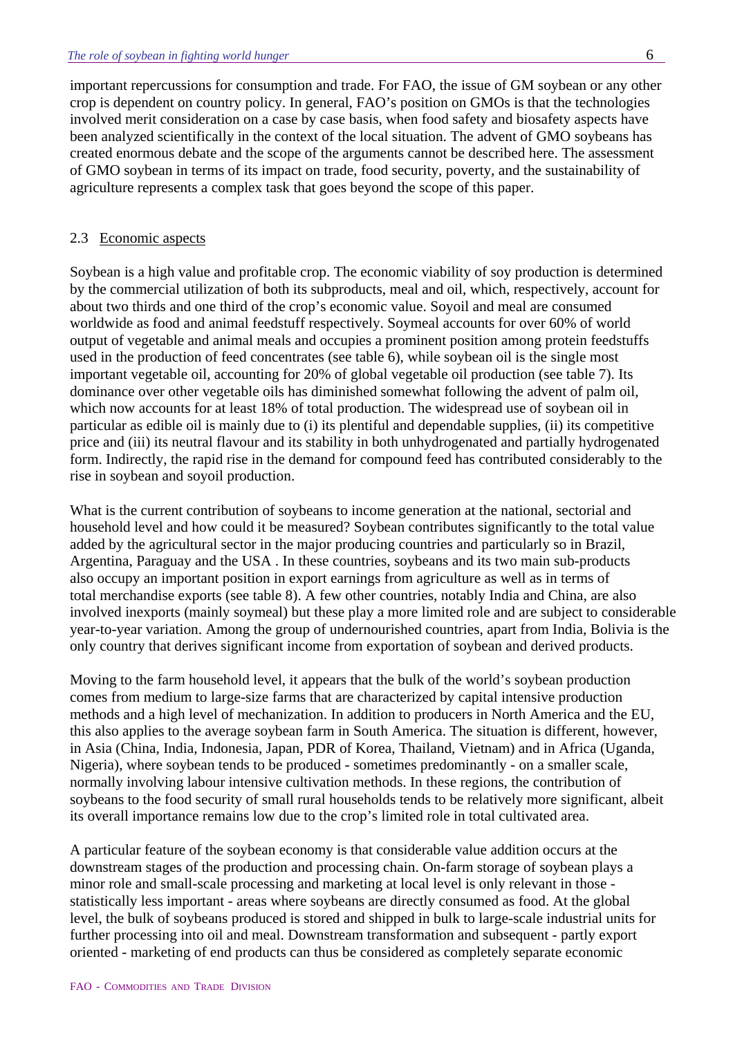important repercussions for consumption and trade. For FAO, the issue of GM soybean or any other crop is dependent on country policy. In general, FAO's position on GMOs is that the technologies involved merit consideration on a case by case basis, when food safety and biosafety aspects have been analyzed scientifically in the context of the local situation. The advent of GMO soybeans has created enormous debate and the scope of the arguments cannot be described here. The assessment of GMO soybean in terms of its impact on trade, food security, poverty, and the sustainability of agriculture represents a complex task that goes beyond the scope of this paper.

### 2.3 Economic aspects

Soybean is a high value and profitable crop. The economic viability of soy production is determined by the commercial utilization of both its subproducts, meal and oil, which, respectively, account for about two thirds and one third of the crop's economic value. Soyoil and meal are consumed worldwide as food and animal feedstuff respectively. Soymeal accounts for over 60% of world output of vegetable and animal meals and occupies a prominent position among protein feedstuffs used in the production of feed concentrates (see table 6), while soybean oil is the single most important vegetable oil, accounting for 20% of global vegetable oil production (see table 7). Its dominance over other vegetable oils has diminished somewhat following the advent of palm oil, which now accounts for at least 18% of total production. The widespread use of soybean oil in particular as edible oil is mainly due to (i) its plentiful and dependable supplies, (ii) its competitive price and (iii) its neutral flavour and its stability in both unhydrogenated and partially hydrogenated form. Indirectly, the rapid rise in the demand for compound feed has contributed considerably to the rise in soybean and soyoil production.

What is the current contribution of soybeans to income generation at the national, sectorial and household level and how could it be measured? Soybean contributes significantly to the total value added by the agricultural sector in the major producing countries and particularly so in Brazil, Argentina, Paraguay and the USA . In these countries, soybeans and its two main sub-products also occupy an important position in export earnings from agriculture as well as in terms of total merchandise exports (see table 8). A few other countries, notably India and China, are also involved inexports (mainly soymeal) but these play a more limited role and are subject to considerable year-to-year variation. Among the group of undernourished countries, apart from India, Bolivia is the only country that derives significant income from exportation of soybean and derived products.

Moving to the farm household level, it appears that the bulk of the world's soybean production comes from medium to large-size farms that are characterized by capital intensive production methods and a high level of mechanization. In addition to producers in North America and the EU, this also applies to the average soybean farm in South America. The situation is different, however, in Asia (China, India, Indonesia, Japan, PDR of Korea, Thailand, Vietnam) and in Africa (Uganda, Nigeria), where soybean tends to be produced - sometimes predominantly - on a smaller scale, normally involving labour intensive cultivation methods. In these regions, the contribution of soybeans to the food security of small rural households tends to be relatively more significant, albeit its overall importance remains low due to the crop's limited role in total cultivated area.

A particular feature of the soybean economy is that considerable value addition occurs at the downstream stages of the production and processing chain. On-farm storage of soybean plays a minor role and small-scale processing and marketing at local level is only relevant in those - statistically less important - areas where soybeans are directly consumed as food. At the global level, the bulk of soybeans produced is stored and shipped in bulk to large-scale industrial units for further processing into oil and meal. Downstream transformation and subsequent - partly export oriented - marketing of end products can thus be considered as completely separate economic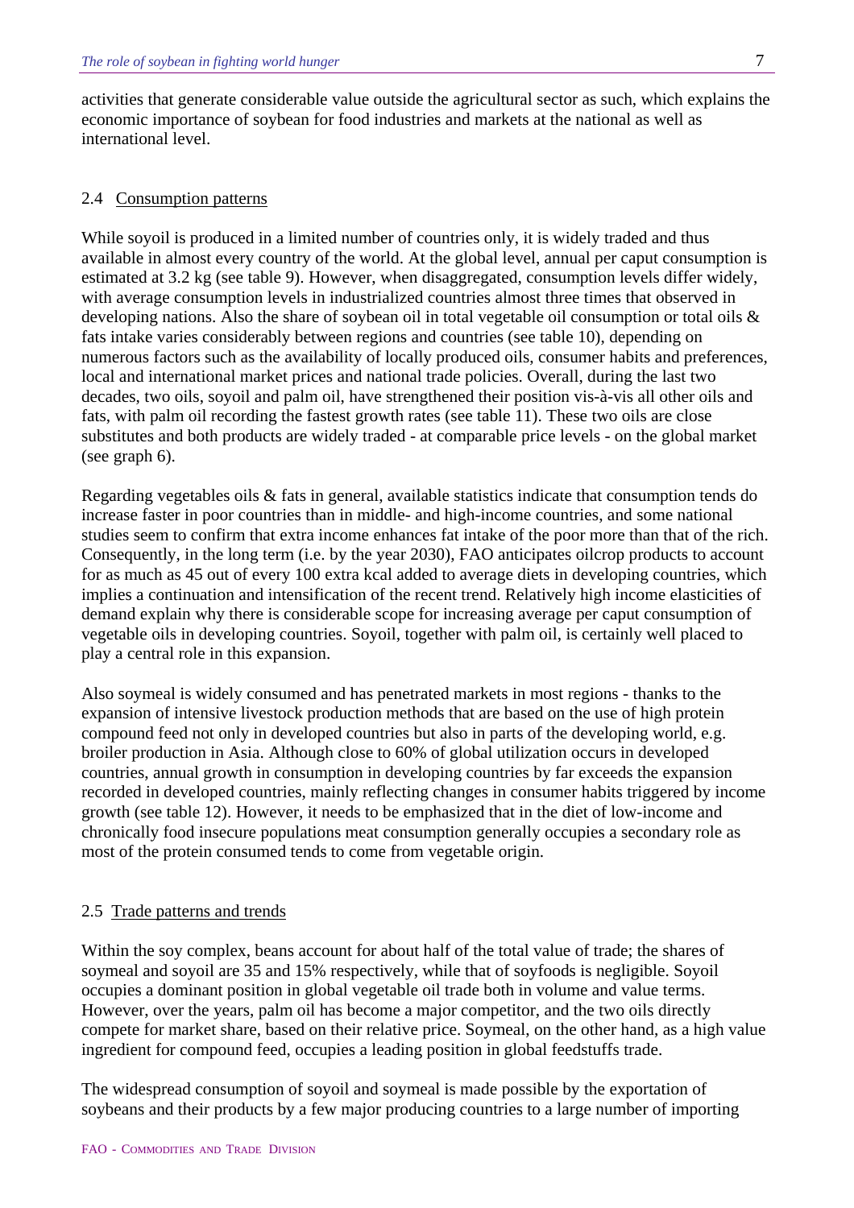activities that generate considerable value outside the agricultural sector as such, which explains the economic importance of soybean for food industries and markets at the national as well as international level.

## 2.4 Consumption patterns

While soyoil is produced in a limited number of countries only, it is widely traded and thus available in almost every country of the world. At the global level, annual per caput consumption is estimated at 3.2 kg (see table 9). However, when disaggregated, consumption levels differ widely, with average consumption levels in industrialized countries almost three times that observed in developing nations. Also the share of soybean oil in total vegetable oil consumption or total oils & fats intake varies considerably between regions and countries (see table 10), depending on numerous factors such as the availability of locally produced oils, consumer habits and preferences, local and international market prices and national trade policies. Overall, during the last two decades, two oils, soyoil and palm oil, have strengthened their position vis-à-vis all other oils and fats, with palm oil recording the fastest growth rates (see table 11). These two oils are close substitutes and both products are widely traded - at comparable price levels - on the global market (see graph 6).

Regarding vegetables oils & fats in general, available statistics indicate that consumption tends do increase faster in poor countries than in middle- and high-income countries, and some national studies seem to confirm that extra income enhances fat intake of the poor more than that of the rich. Consequently, in the long term (i.e. by the year 2030), FAO anticipates oilcrop products to account for as much as 45 out of every 100 extra kcal added to average diets in developing countries, which implies a continuation and intensification of the recent trend. Relatively high income elasticities of demand explain why there is considerable scope for increasing average per caput consumption of vegetable oils in developing countries. Soyoil, together with palm oil, is certainly well placed to play a central role in this expansion.

Also soymeal is widely consumed and has penetrated markets in most regions - thanks to the expansion of intensive livestock production methods that are based on the use of high protein compound feed not only in developed countries but also in parts of the developing world, e.g. broiler production in Asia. Although close to 60% of global utilization occurs in developed countries, annual growth in consumption in developing countries by far exceeds the expansion recorded in developed countries, mainly reflecting changes in consumer habits triggered by income growth (see table 12). However, it needs to be emphasized that in the diet of low-income and chronically food insecure populations meat consumption generally occupies a secondary role as most of the protein consumed tends to come from vegetable origin.

## 2.5 Trade patterns and trends

Within the soy complex, beans account for about half of the total value of trade; the shares of soymeal and soyoil are 35 and 15% respectively, while that of soyfoods is negligible. Soyoil occupies a dominant position in global vegetable oil trade both in volume and value terms. However, over the years, palm oil has become a major competitor, and the two oils directly compete for market share, based on their relative price. Soymeal, on the other hand, as a high value ingredient for compound feed, occupies a leading position in global feedstuffs trade.

The widespread consumption of soyoil and soymeal is made possible by the exportation of soybeans and their products by a few major producing countries to a large number of importing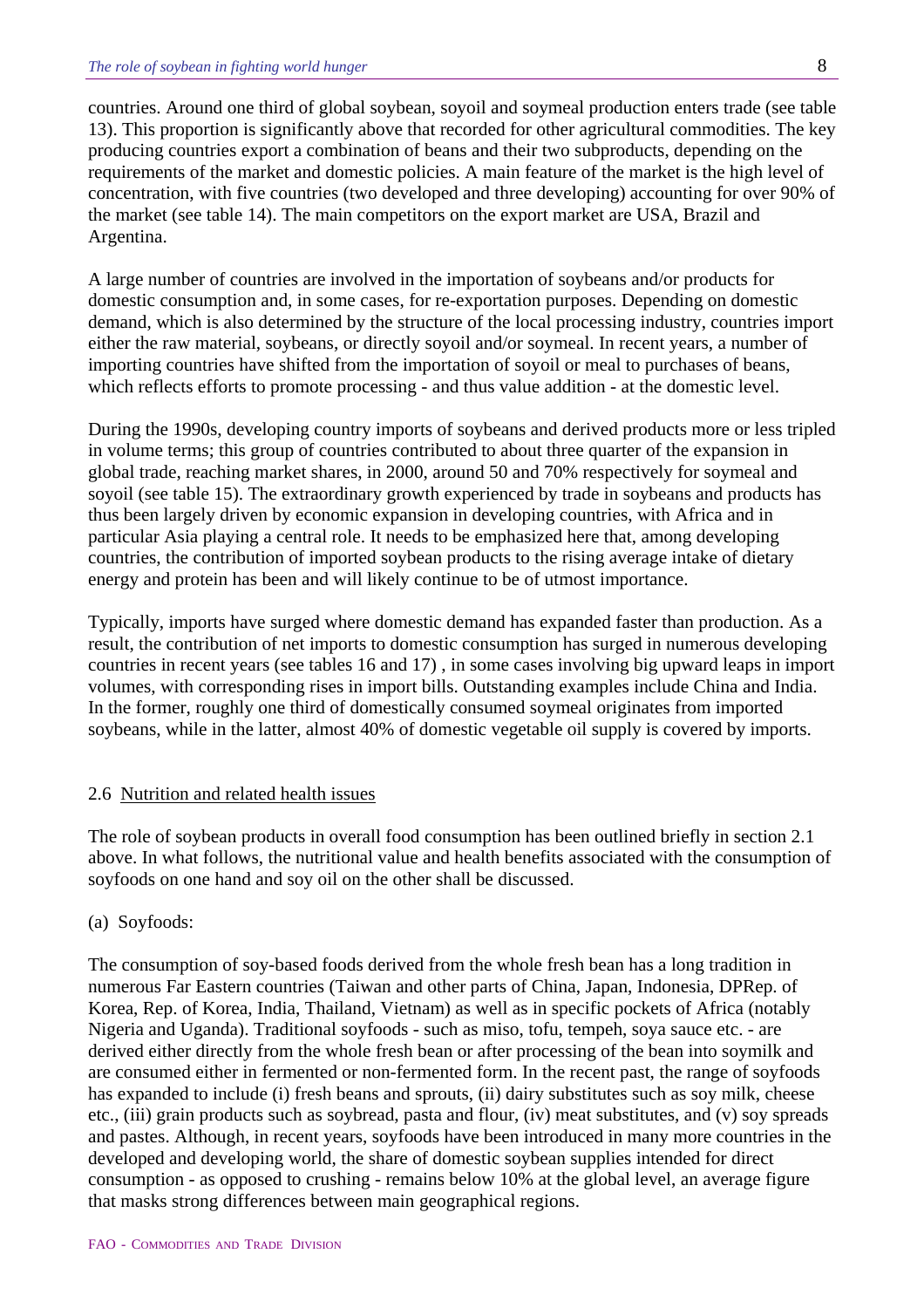countries. Around one third of global soybean, soyoil and soymeal production enters trade (see table 13). This proportion is significantly above that recorded for other agricultural commodities. The key producing countries export a combination of beans and their two subproducts, depending on the requirements of the market and domestic policies. A main feature of the market is the high level of concentration, with five countries (two developed and three developing) accounting for over 90% of the market (see table 14). The main competitors on the export market are USA, Brazil and Argentina.

A large number of countries are involved in the importation of soybeans and/or products for domestic consumption and, in some cases, for re-exportation purposes. Depending on domestic demand, which is also determined by the structure of the local processing industry, countries import either the raw material, soybeans, or directly soyoil and/or soymeal. In recent years, a number of importing countries have shifted from the importation of soyoil or meal to purchases of beans, which reflects efforts to promote processing - and thus value addition - at the domestic level.

During the 1990s, developing country imports of soybeans and derived products more or less tripled in volume terms; this group of countries contributed to about three quarter of the expansion in global trade, reaching market shares, in 2000, around 50 and 70% respectively for soymeal and soyoil (see table 15). The extraordinary growth experienced by trade in soybeans and products has thus been largely driven by economic expansion in developing countries, with Africa and in particular Asia playing a central role. It needs to be emphasized here that, among developing countries, the contribution of imported soybean products to the rising average intake of dietary energy and protein has been and will likely continue to be of utmost importance.

Typically, imports have surged where domestic demand has expanded faster than production. As a result, the contribution of net imports to domestic consumption has surged in numerous developing countries in recent years (see tables 16 and 17) , in some cases involving big upward leaps in import volumes, with corresponding rises in import bills. Outstanding examples include China and India. In the former, roughly one third of domestically consumed soymeal originates from imported soybeans, while in the latter, almost 40% of domestic vegetable oil supply is covered by imports.

## 2.6 Nutrition and related health issues

The role of soybean products in overall food consumption has been outlined briefly in section 2.1 above. In what follows, the nutritional value and health benefits associated with the consumption of soyfoods on one hand and soy oil on the other shall be discussed.

### (a) Soyfoods:

The consumption of soy-based foods derived from the whole fresh bean has a long tradition in numerous Far Eastern countries (Taiwan and other parts of China, Japan, Indonesia, DPRep. of Korea, Rep. of Korea, India, Thailand, Vietnam) as well as in specific pockets of Africa (notably Nigeria and Uganda). Traditional soyfoods - such as miso, tofu, tempeh, soya sauce etc. - are derived either directly from the whole fresh bean or after processing of the bean into soymilk and are consumed either in fermented or non-fermented form. In the recent past, the range of soyfoods has expanded to include (i) fresh beans and sprouts, (ii) dairy substitutes such as soy milk, cheese etc., (iii) grain products such as soybread, pasta and flour, (iv) meat substitutes, and (v) soy spreads and pastes. Although, in recent years, soyfoods have been introduced in many more countries in the developed and developing world, the share of domestic soybean supplies intended for direct consumption - as opposed to crushing - remains below 10% at the global level, an average figure that masks strong differences between main geographical regions.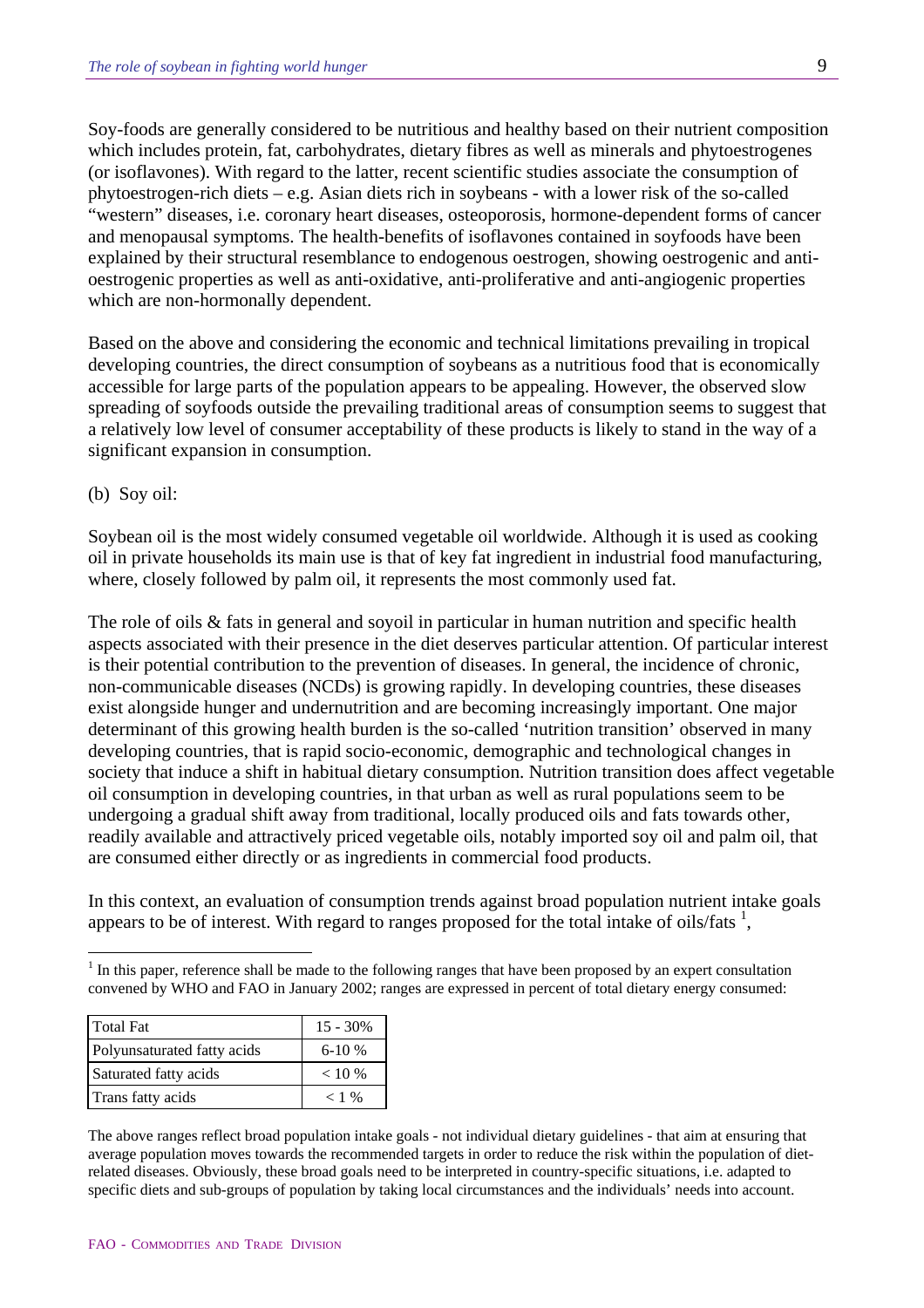Soy-foods are generally considered to be nutritious and healthy based on their nutrient composition which includes protein, fat, carbohydrates, dietary fibres as well as minerals and phytoestrogenes (or isoflavones). With regard to the latter, recent scientific studies associate the consumption of phytoestrogen-rich diets – e.g. Asian diets rich in soybeans - with a lower risk of the so-called "western" diseases, i.e. coronary heart diseases, osteoporosis, hormone-dependent forms of cancer and menopausal symptoms. The health-benefits of isoflavones contained in soyfoods have been explained by their structural resemblance to endogenous oestrogen, showing oestrogenic and anti-oestrogenic properties as well as anti-oxidative, anti-proliferative and anti-angiogenic properties which are non-hormonally dependent.

Based on the above and considering the economic and technical limitations prevailing in tropical developing countries, the direct consumption of soybeans as a nutritious food that is economically accessible for large parts of the population appears to be appealing. However, the observed slow spreading of soyfoods outside the prevailing traditional areas of consumption seems to suggest that a relatively low level of consumer acceptability of these products is likely to stand in the way of a significant expansion in consumption.

(b) Soy oil:

Soybean oil is the most widely consumed vegetable oil worldwide. Although it is used as cooking oil in private households its main use is that of key fat ingredient in industrial food manufacturing, where, closely followed by palm oil, it represents the most commonly used fat.

The role of oils & fats in general and soyoil in particular in human nutrition and specific health aspects associated with their presence in the diet deserves particular attention. Of particular interest is their potential contribution to the prevention of diseases. In general, the incidence of chronic, non-communicable diseases (NCDs) is growing rapidly. In developing countries, these diseases exist alongside hunger and undernutrition and are becoming increasingly important. One major determinant of this growing health burden is the so-called 'nutrition transition' observed in many developing countries, that is rapid socio-economic, demographic and technological changes in society that induce a shift in habitual dietary consumption. Nutrition transition does affect vegetable oil consumption in developing countries, in that urban as well as rural populations seem to be undergoing a gradual shift away from traditional, locally produced oils and fats towards other, readily available and attractively priced vegetable oils, notably imported soy oil and palm oil, that are consumed either directly or as ingredients in commercial food products.

In this context, an evaluation of consumption trends against broad population nutrient intake goals appears to be of interest. With regard to ranges proposed for the total intake of oils/fats [1],

---

[1] In this paper, reference shall be made to the following ranges that have been proposed by an expert consultation convened by WHO and FAO in January 2002; ranges are expressed in percent of total dietary energy consumed:

| Total Fat | 15 - 30% |
|---|---|
| Polyunsaturated fatty acids | 6-10 % |
| Saturated fatty acids | < 10 % |
| Trans fatty acids | < 1 % |

The above ranges reflect broad population intake goals - not individual dietary guidelines - that aim at ensuring that average population moves towards the recommended targets in order to reduce the risk within the population of diet-related diseases. Obviously, these broad goals need to be interpreted in country-specific situations, i.e. adapted to specific diets and sub-groups of population by taking local circumstances and the individuals' needs into account.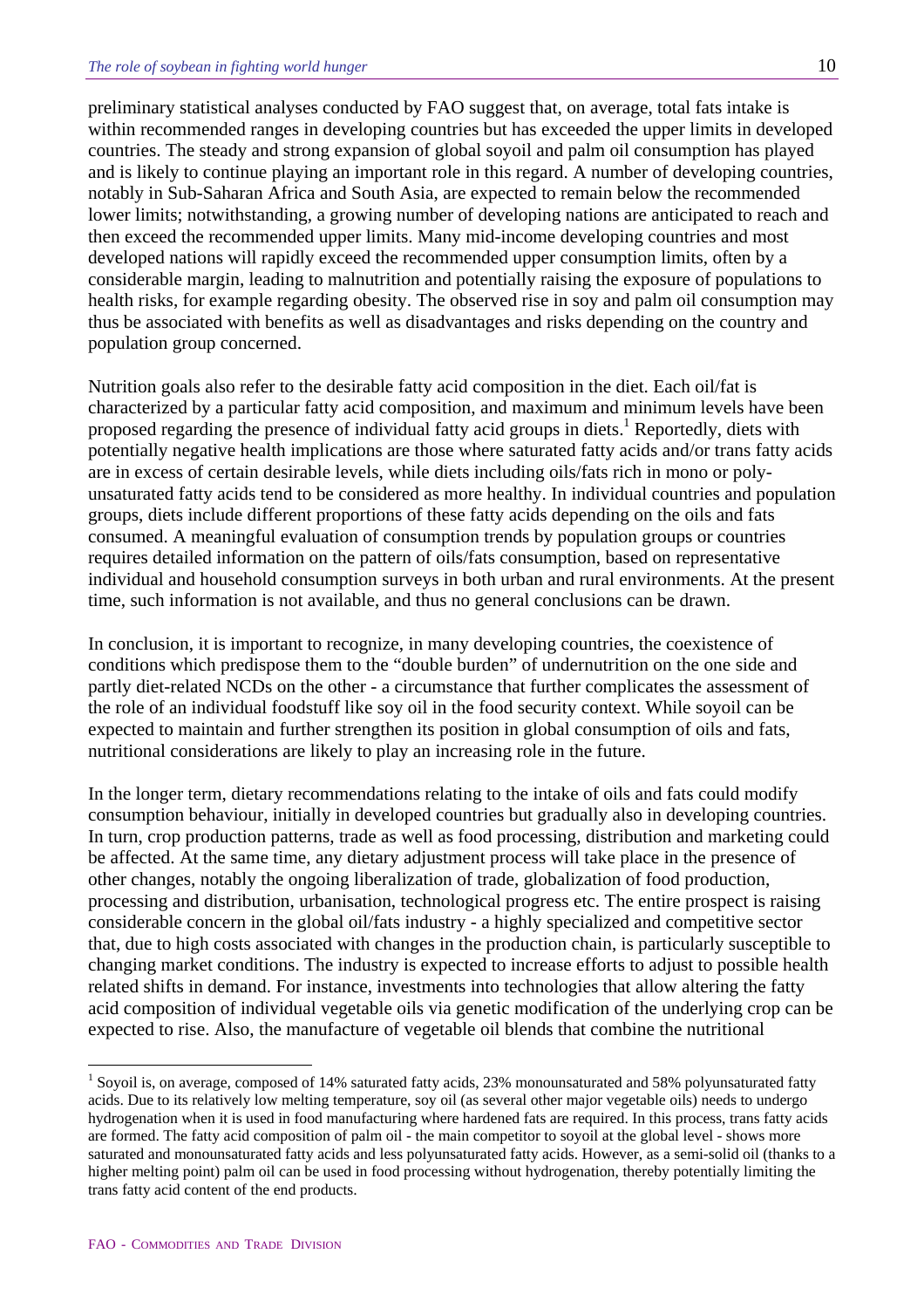preliminary statistical analyses conducted by FAO suggest that, on average, total fats intake is within recommended ranges in developing countries but has exceeded the upper limits in developed countries. The steady and strong expansion of global soyoil and palm oil consumption has played and is likely to continue playing an important role in this regard. A number of developing countries, notably in Sub-Saharan Africa and South Asia, are expected to remain below the recommended lower limits; notwithstanding, a growing number of developing nations are anticipated to reach and then exceed the recommended upper limits. Many mid-income developing countries and most developed nations will rapidly exceed the recommended upper consumption limits, often by a considerable margin, leading to malnutrition and potentially raising the exposure of populations to health risks, for example regarding obesity. The observed rise in soy and palm oil consumption may thus be associated with benefits as well as disadvantages and risks depending on the country and population group concerned.

Nutrition goals also refer to the desirable fatty acid composition in the diet. Each oil/fat is characterized by a particular fatty acid composition, and maximum and minimum levels have been proposed regarding the presence of individual fatty acid groups in diets.[1] Reportedly, diets with potentially negative health implications are those where saturated fatty acids and/or trans fatty acids are in excess of certain desirable levels, while diets including oils/fats rich in mono or poly-unsaturated fatty acids tend to be considered as more healthy. In individual countries and population groups, diets include different proportions of these fatty acids depending on the oils and fats consumed. A meaningful evaluation of consumption trends by population groups or countries requires detailed information on the pattern of oils/fats consumption, based on representative individual and household consumption surveys in both urban and rural environments. At the present time, such information is not available, and thus no general conclusions can be drawn.

In conclusion, it is important to recognize, in many developing countries, the coexistence of conditions which predispose them to the "double burden" of undernutrition on the one side and partly diet-related NCDs on the other - a circumstance that further complicates the assessment of the role of an individual foodstuff like soy oil in the food security context. While soyoil can be expected to maintain and further strengthen its position in global consumption of oils and fats, nutritional considerations are likely to play an increasing role in the future.

In the longer term, dietary recommendations relating to the intake of oils and fats could modify consumption behaviour, initially in developed countries but gradually also in developing countries. In turn, crop production patterns, trade as well as food processing, distribution and marketing could be affected. At the same time, any dietary adjustment process will take place in the presence of other changes, notably the ongoing liberalization of trade, globalization of food production, processing and distribution, urbanisation, technological progress etc. The entire prospect is raising considerable concern in the global oil/fats industry - a highly specialized and competitive sector that, due to high costs associated with changes in the production chain, is particularly susceptible to changing market conditions. The industry is expected to increase efforts to adjust to possible health related shifts in demand. For instance, investments into technologies that allow altering the fatty acid composition of individual vegetable oils via genetic modification of the underlying crop can be expected to rise. Also, the manufacture of vegetable oil blends that combine the nutritional

[1] Soyoil is, on average, composed of 14% saturated fatty acids, 23% monounsaturated and 58% polyunsaturated fatty acids. Due to its relatively low melting temperature, soy oil (as several other major vegetable oils) needs to undergo hydrogenation when it is used in food manufacturing where hardened fats are required. In this process, trans fatty acids are formed. The fatty acid composition of palm oil - the main competitor to soyoil at the global level - shows more saturated and monounsaturated fatty acids and less polyunsaturated fatty acids. However, as a semi-solid oil (thanks to a higher melting point) palm oil can be used in food processing without hydrogenation, thereby potentially limiting the trans fatty acid content of the end products.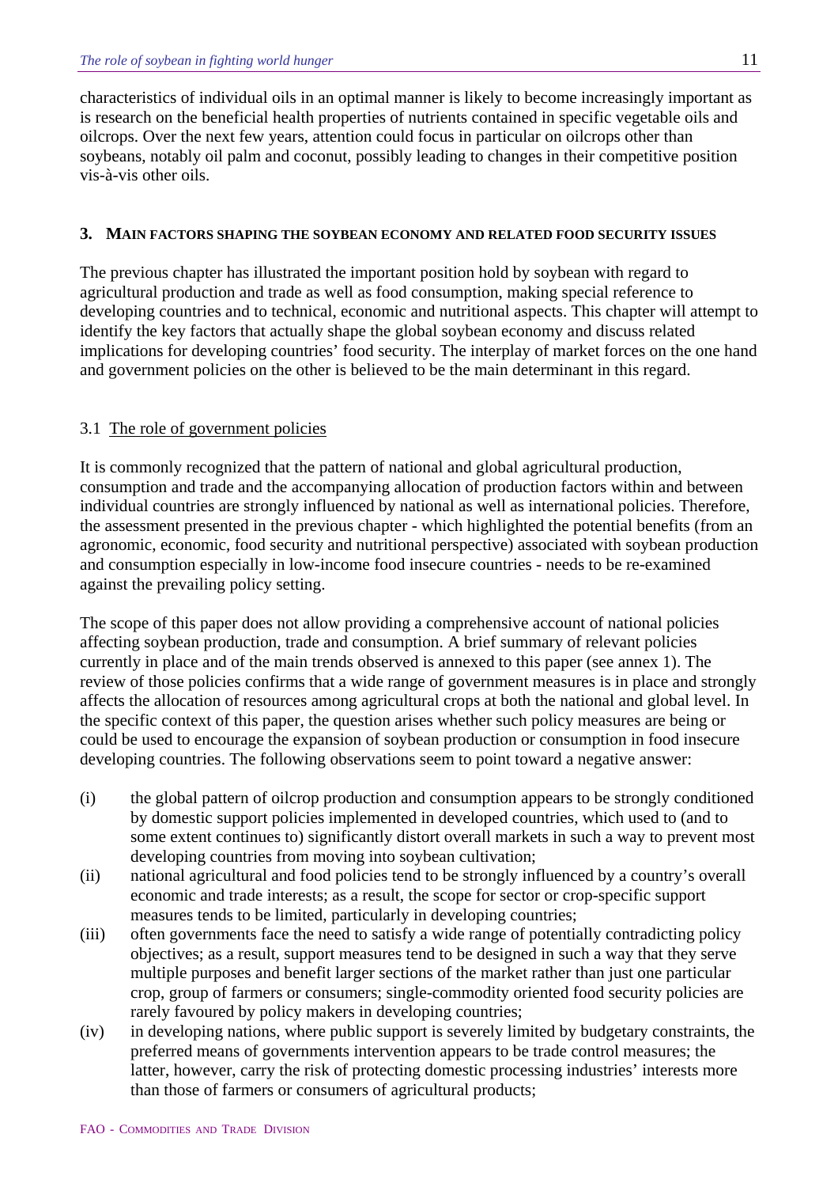characteristics of individual oils in an optimal manner is likely to become increasingly important as is research on the beneficial health properties of nutrients contained in specific vegetable oils and oilcrops. Over the next few years, attention could focus in particular on oilcrops other than soybeans, notably oil palm and coconut, possibly leading to changes in their competitive position vis-à-vis other oils.

## 3. MAIN FACTORS SHAPING THE SOYBEAN ECONOMY AND RELATED FOOD SECURITY ISSUES

The previous chapter has illustrated the important position hold by soybean with regard to agricultural production and trade as well as food consumption, making special reference to developing countries and to technical, economic and nutritional aspects. This chapter will attempt to identify the key factors that actually shape the global soybean economy and discuss related implications for developing countries' food security. The interplay of market forces on the one hand and government policies on the other is believed to be the main determinant in this regard.

### 3.1 The role of government policies

It is commonly recognized that the pattern of national and global agricultural production, consumption and trade and the accompanying allocation of production factors within and between individual countries are strongly influenced by national as well as international policies. Therefore, the assessment presented in the previous chapter - which highlighted the potential benefits (from an agronomic, economic, food security and nutritional perspective) associated with soybean production and consumption especially in low-income food insecure countries - needs to be re-examined against the prevailing policy setting.

The scope of this paper does not allow providing a comprehensive account of national policies affecting soybean production, trade and consumption. A brief summary of relevant policies currently in place and of the main trends observed is annexed to this paper (see annex 1). The review of those policies confirms that a wide range of government measures is in place and strongly affects the allocation of resources among agricultural crops at both the national and global level. In the specific context of this paper, the question arises whether such policy measures are being or could be used to encourage the expansion of soybean production or consumption in food insecure developing countries. The following observations seem to point toward a negative answer:

(i) the global pattern of oilcrop production and consumption appears to be strongly conditioned by domestic support policies implemented in developed countries, which used to (and to some extent continues to) significantly distort overall markets in such a way to prevent most developing countries from moving into soybean cultivation;

(ii) national agricultural and food policies tend to be strongly influenced by a country's overall economic and trade interests; as a result, the scope for sector or crop-specific support measures tends to be limited, particularly in developing countries;

(iii) often governments face the need to satisfy a wide range of potentially contradicting policy objectives; as a result, support measures tend to be designed in such a way that they serve multiple purposes and benefit larger sections of the market rather than just one particular crop, group of farmers or consumers; single-commodity oriented food security policies are rarely favoured by policy makers in developing countries;

(iv) in developing nations, where public support is severely limited by budgetary constraints, the preferred means of governments intervention appears to be trade control measures; the latter, however, carry the risk of protecting domestic processing industries' interests more than those of farmers or consumers of agricultural products;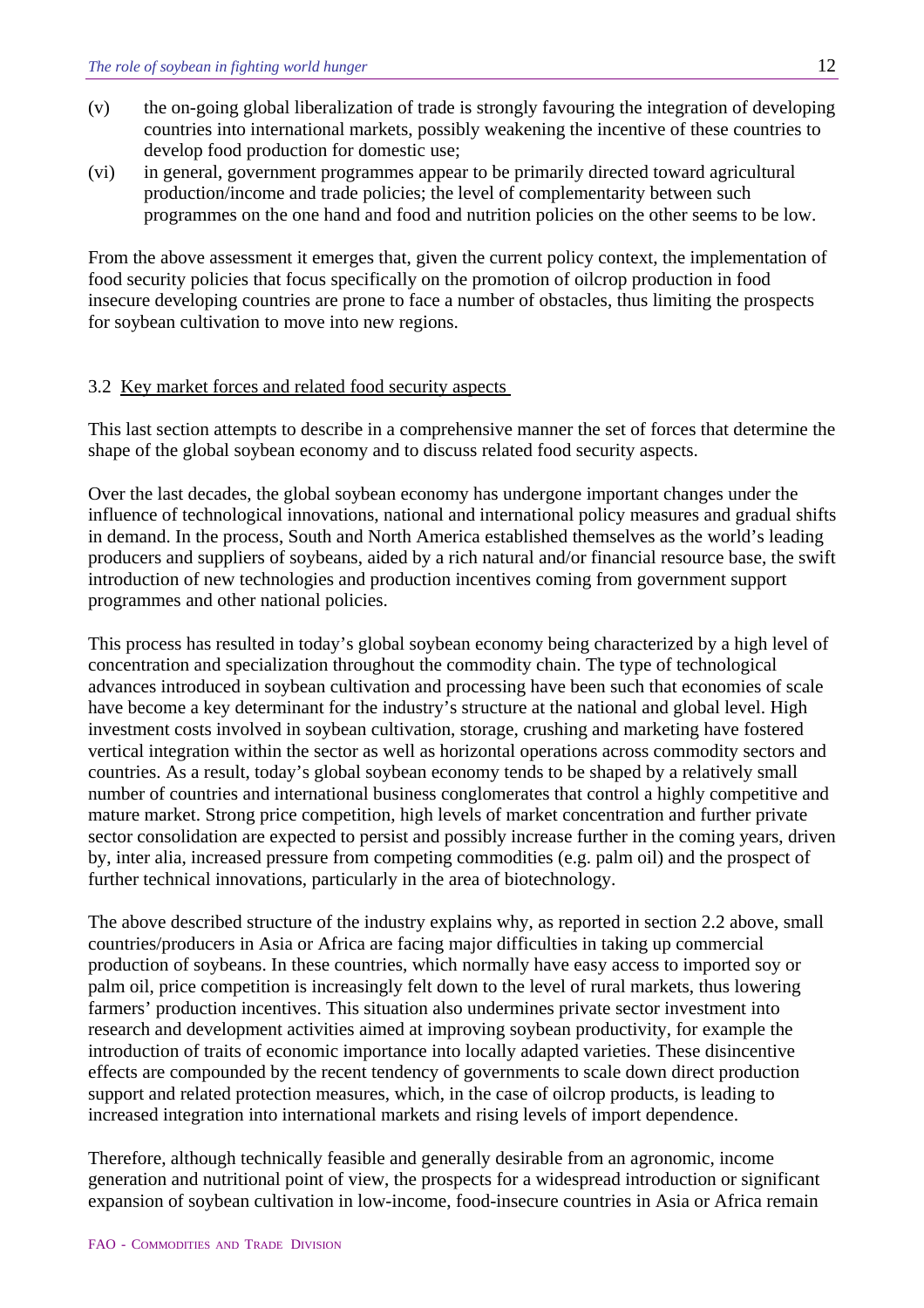(v) the on-going global liberalization of trade is strongly favouring the integration of developing countries into international markets, possibly weakening the incentive of these countries to develop food production for domestic use;

(vi) in general, government programmes appear to be primarily directed toward agricultural production/income and trade policies; the level of complementarity between such programmes on the one hand and food and nutrition policies on the other seems to be low.

From the above assessment it emerges that, given the current policy context, the implementation of food security policies that focus specifically on the promotion of oilcrop production in food insecure developing countries are prone to face a number of obstacles, thus limiting the prospects for soybean cultivation to move into new regions.

### 3.2 Key market forces and related food security aspects

This last section attempts to describe in a comprehensive manner the set of forces that determine the shape of the global soybean economy and to discuss related food security aspects.

Over the last decades, the global soybean economy has undergone important changes under the influence of technological innovations, national and international policy measures and gradual shifts in demand. In the process, South and North America established themselves as the world's leading producers and suppliers of soybeans, aided by a rich natural and/or financial resource base, the swift introduction of new technologies and production incentives coming from government support programmes and other national policies.

This process has resulted in today's global soybean economy being characterized by a high level of concentration and specialization throughout the commodity chain. The type of technological advances introduced in soybean cultivation and processing have been such that economies of scale have become a key determinant for the industry's structure at the national and global level. High investment costs involved in soybean cultivation, storage, crushing and marketing have fostered vertical integration within the sector as well as horizontal operations across commodity sectors and countries. As a result, today's global soybean economy tends to be shaped by a relatively small number of countries and international business conglomerates that control a highly competitive and mature market. Strong price competition, high levels of market concentration and further private sector consolidation are expected to persist and possibly increase further in the coming years, driven by, inter alia, increased pressure from competing commodities (e.g. palm oil) and the prospect of further technical innovations, particularly in the area of biotechnology.

The above described structure of the industry explains why, as reported in section 2.2 above, small countries/producers in Asia or Africa are facing major difficulties in taking up commercial production of soybeans. In these countries, which normally have easy access to imported soy or palm oil, price competition is increasingly felt down to the level of rural markets, thus lowering farmers' production incentives. This situation also undermines private sector investment into research and development activities aimed at improving soybean productivity, for example the introduction of traits of economic importance into locally adapted varieties. These disincentive effects are compounded by the recent tendency of governments to scale down direct production support and related protection measures, which, in the case of oilcrop products, is leading to increased integration into international markets and rising levels of import dependence.

Therefore, although technically feasible and generally desirable from an agronomic, income generation and nutritional point of view, the prospects for a widespread introduction or significant expansion of soybean cultivation in low-income, food-insecure countries in Asia or Africa remain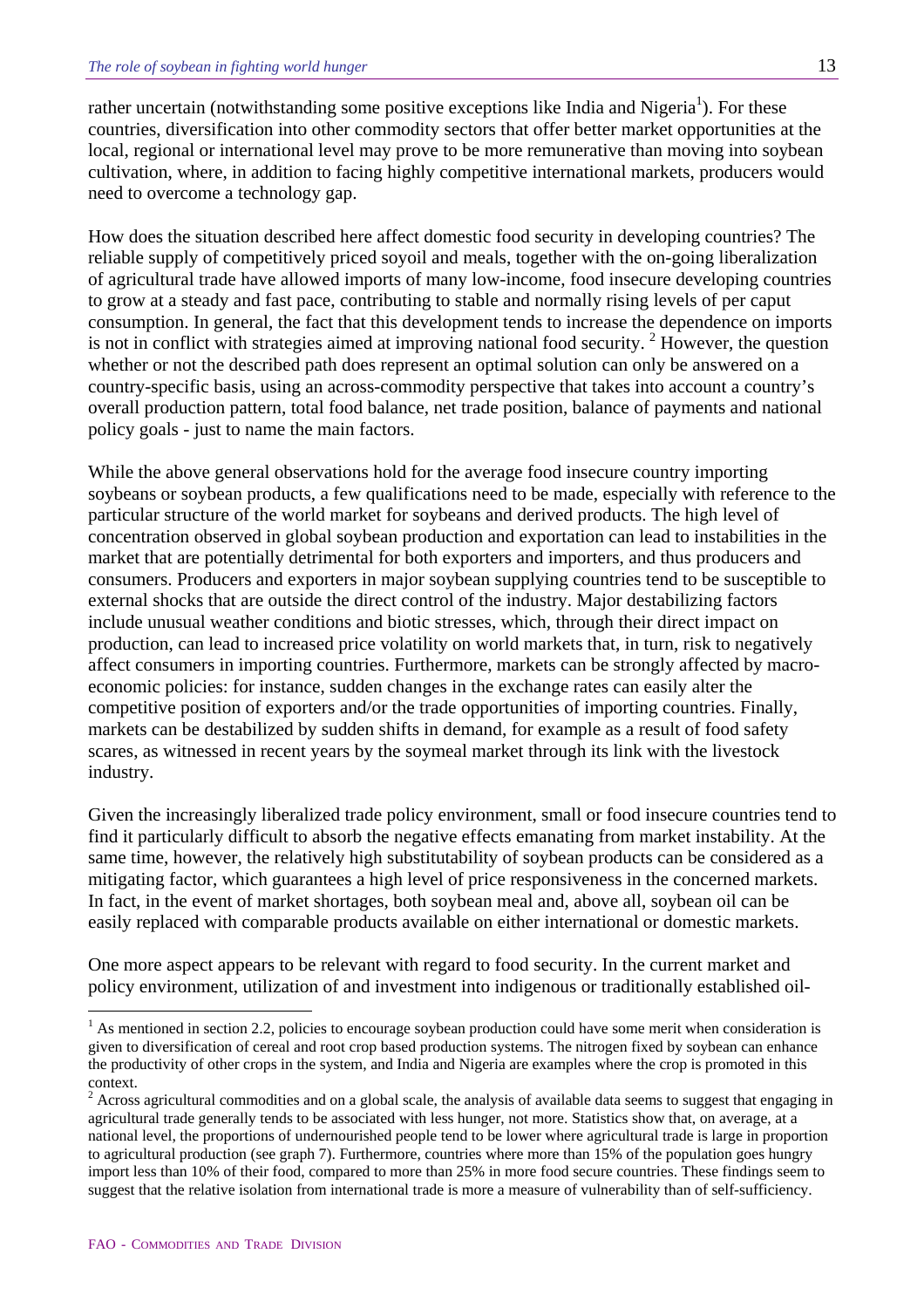rather uncertain (notwithstanding some positive exceptions like India and Nigeria[1]). For these countries, diversification into other commodity sectors that offer better market opportunities at the local, regional or international level may prove to be more remunerative than moving into soybean cultivation, where, in addition to facing highly competitive international markets, producers would need to overcome a technology gap.

How does the situation described here affect domestic food security in developing countries? The reliable supply of competitively priced soyoil and meals, together with the on-going liberalization of agricultural trade have allowed imports of many low-income, food insecure developing countries to grow at a steady and fast pace, contributing to stable and normally rising levels of per caput consumption. In general, the fact that this development tends to increase the dependence on imports is not in conflict with strategies aimed at improving national food security. [2] However, the question whether or not the described path does represent an optimal solution can only be answered on a country-specific basis, using an across-commodity perspective that takes into account a country's overall production pattern, total food balance, net trade position, balance of payments and national policy goals - just to name the main factors.

While the above general observations hold for the average food insecure country importing soybeans or soybean products, a few qualifications need to be made, especially with reference to the particular structure of the world market for soybeans and derived products. The high level of concentration observed in global soybean production and exportation can lead to instabilities in the market that are potentially detrimental for both exporters and importers, and thus producers and consumers. Producers and exporters in major soybean supplying countries tend to be susceptible to external shocks that are outside the direct control of the industry. Major destabilizing factors include unusual weather conditions and biotic stresses, which, through their direct impact on production, can lead to increased price volatility on world markets that, in turn, risk to negatively affect consumers in importing countries. Furthermore, markets can be strongly affected by macro-economic policies: for instance, sudden changes in the exchange rates can easily alter the competitive position of exporters and/or the trade opportunities of importing countries. Finally, markets can be destabilized by sudden shifts in demand, for example as a result of food safety scares, as witnessed in recent years by the soymeal market through its link with the livestock industry.

Given the increasingly liberalized trade policy environment, small or food insecure countries tend to find it particularly difficult to absorb the negative effects emanating from market instability. At the same time, however, the relatively high substitutability of soybean products can be considered as a mitigating factor, which guarantees a high level of price responsiveness in the concerned markets. In fact, in the event of market shortages, both soybean meal and, above all, soybean oil can be easily replaced with comparable products available on either international or domestic markets.

One more aspect appears to be relevant with regard to food security. In the current market and policy environment, utilization of and investment into indigenous or traditionally established oil-

---

[1] As mentioned in section 2.2, policies to encourage soybean production could have some merit when consideration is given to diversification of cereal and root crop based production systems. The nitrogen fixed by soybean can enhance the productivity of other crops in the system, and India and Nigeria are examples where the crop is promoted in this context.

[2] Across agricultural commodities and on a global scale, the analysis of available data seems to suggest that engaging in agricultural trade generally tends to be associated with less hunger, not more. Statistics show that, on average, at a national level, the proportions of undernourished people tend to be lower where agricultural trade is large in proportion to agricultural production (see graph 7). Furthermore, countries where more than 15% of the population goes hungry import less than 10% of their food, compared to more than 25% in more food secure countries. These findings seem to suggest that the relative isolation from international trade is more a measure of vulnerability than of self-sufficiency.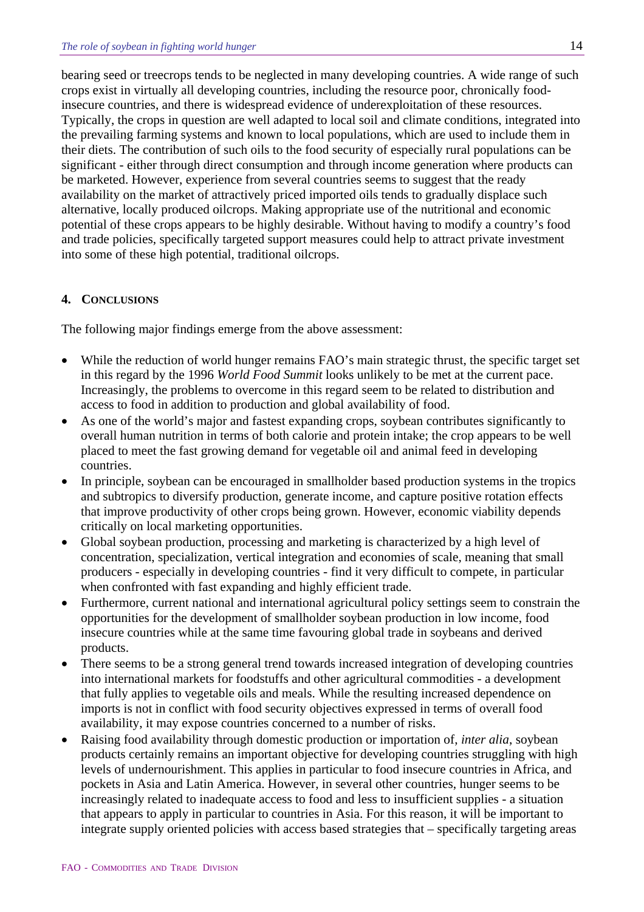bearing seed or treecrops tends to be neglected in many developing countries. A wide range of such crops exist in virtually all developing countries, including the resource poor, chronically food-insecure countries, and there is widespread evidence of underexploitation of these resources. Typically, the crops in question are well adapted to local soil and climate conditions, integrated into the prevailing farming systems and known to local populations, which are used to include them in their diets. The contribution of such oils to the food security of especially rural populations can be significant - either through direct consumption and through income generation where products can be marketed. However, experience from several countries seems to suggest that the ready availability on the market of attractively priced imported oils tends to gradually displace such alternative, locally produced oilcrops. Making appropriate use of the nutritional and economic potential of these crops appears to be highly desirable. Without having to modify a country's food and trade policies, specifically targeted support measures could help to attract private investment into some of these high potential, traditional oilcrops.

## 4. CONCLUSIONS

The following major findings emerge from the above assessment:

- While the reduction of world hunger remains FAO's main strategic thrust, the specific target set in this regard by the 1996 *World Food Summit* looks unlikely to be met at the current pace. Increasingly, the problems to overcome in this regard seem to be related to distribution and access to food in addition to production and global availability of food.
- As one of the world's major and fastest expanding crops, soybean contributes significantly to overall human nutrition in terms of both calorie and protein intake; the crop appears to be well placed to meet the fast growing demand for vegetable oil and animal feed in developing countries.
- In principle, soybean can be encouraged in smallholder based production systems in the tropics and subtropics to diversify production, generate income, and capture positive rotation effects that improve productivity of other crops being grown. However, economic viability depends critically on local marketing opportunities.
- Global soybean production, processing and marketing is characterized by a high level of concentration, specialization, vertical integration and economies of scale, meaning that small producers - especially in developing countries - find it very difficult to compete, in particular when confronted with fast expanding and highly efficient trade.
- Furthermore, current national and international agricultural policy settings seem to constrain the opportunities for the development of smallholder soybean production in low income, food insecure countries while at the same time favouring global trade in soybeans and derived products.
- There seems to be a strong general trend towards increased integration of developing countries into international markets for foodstuffs and other agricultural commodities - a development that fully applies to vegetable oils and meals. While the resulting increased dependence on imports is not in conflict with food security objectives expressed in terms of overall food availability, it may expose countries concerned to a number of risks.
- Raising food availability through domestic production or importation of, *inter alia*, soybean products certainly remains an important objective for developing countries struggling with high levels of undernourishment. This applies in particular to food insecure countries in Africa, and pockets in Asia and Latin America. However, in several other countries, hunger seems to be increasingly related to inadequate access to food and less to insufficient supplies - a situation that appears to apply in particular to countries in Asia. For this reason, it will be important to integrate supply oriented policies with access based strategies that – specifically targeting areas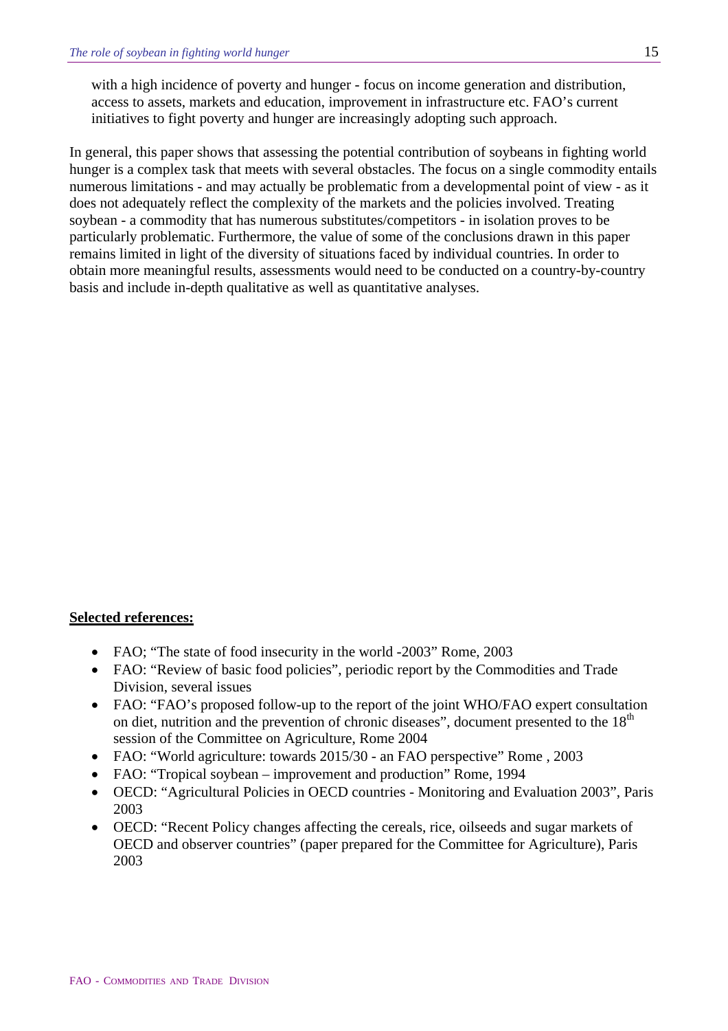with a high incidence of poverty and hunger - focus on income generation and distribution, access to assets, markets and education, improvement in infrastructure etc. FAO's current initiatives to fight poverty and hunger are increasingly adopting such approach.

In general, this paper shows that assessing the potential contribution of soybeans in fighting world hunger is a complex task that meets with several obstacles. The focus on a single commodity entails numerous limitations - and may actually be problematic from a developmental point of view - as it does not adequately reflect the complexity of the markets and the policies involved. Treating soybean - a commodity that has numerous substitutes/competitors - in isolation proves to be particularly problematic. Furthermore, the value of some of the conclusions drawn in this paper remains limited in light of the diversity of situations faced by individual countries. In order to obtain more meaningful results, assessments would need to be conducted on a country-by-country basis and include in-depth qualitative as well as quantitative analyses.

**Selected references:**

- FAO; "The state of food insecurity in the world -2003" Rome, 2003
- FAO: "Review of basic food policies", periodic report by the Commodities and Trade Division, several issues
- FAO: "FAO's proposed follow-up to the report of the joint WHO/FAO expert consultation on diet, nutrition and the prevention of chronic diseases", document presented to the 18th session of the Committee on Agriculture, Rome 2004
- FAO: "World agriculture: towards 2015/30 - an FAO perspective" Rome , 2003
- FAO: "Tropical soybean – improvement and production" Rome, 1994
- OECD: "Agricultural Policies in OECD countries - Monitoring and Evaluation 2003", Paris 2003
- OECD: "Recent Policy changes affecting the cereals, rice, oilseeds and sugar markets of OECD and observer countries" (paper prepared for the Committee for Agriculture), Paris 2003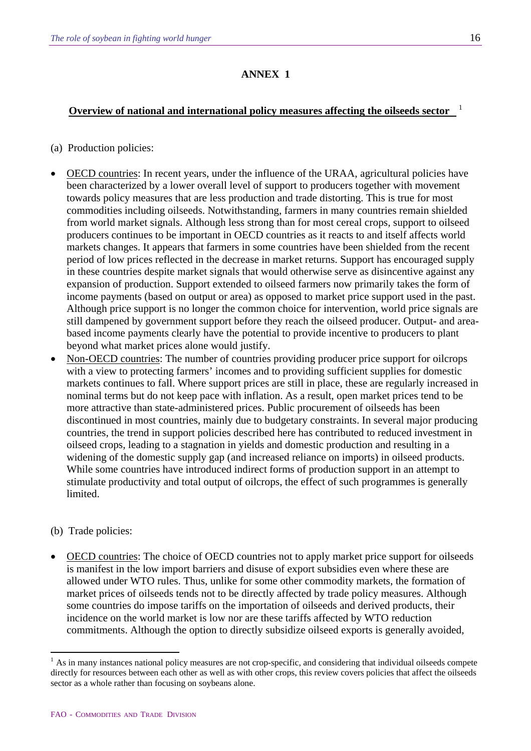# ANNEX 1

## Overview of national and international policy measures affecting the oilseeds sector [1]

(a) Production policies:

- OECD countries: In recent years, under the influence of the URAA, agricultural policies have been characterized by a lower overall level of support to producers together with movement towards policy measures that are less production and trade distorting. This is true for most commodities including oilseeds. Notwithstanding, farmers in many countries remain shielded from world market signals. Although less strong than for most cereal crops, support to oilseed producers continues to be important in OECD countries as it reacts to and itself affects world markets changes. It appears that farmers in some countries have been shielded from the recent period of low prices reflected in the decrease in market returns. Support has encouraged supply in these countries despite market signals that would otherwise serve as disincentive against any expansion of production. Support extended to oilseed farmers now primarily takes the form of income payments (based on output or area) as opposed to market price support used in the past. Although price support is no longer the common choice for intervention, world price signals are still dampened by government support before they reach the oilseed producer. Output- and area-based income payments clearly have the potential to provide incentive to producers to plant beyond what market prices alone would justify.
- Non-OECD countries: The number of countries providing producer price support for oilcrops with a view to protecting farmers' incomes and to providing sufficient supplies for domestic markets continues to fall. Where support prices are still in place, these are regularly increased in nominal terms but do not keep pace with inflation. As a result, open market prices tend to be more attractive than state-administered prices. Public procurement of oilseeds has been discontinued in most countries, mainly due to budgetary constraints. In several major producing countries, the trend in support policies described here has contributed to reduced investment in oilseed crops, leading to a stagnation in yields and domestic production and resulting in a widening of the domestic supply gap (and increased reliance on imports) in oilseed products. While some countries have introduced indirect forms of production support in an attempt to stimulate productivity and total output of oilcrops, the effect of such programmes is generally limited.

(b) Trade policies:

- OECD countries: The choice of OECD countries not to apply market price support for oilseeds is manifest in the low import barriers and disuse of export subsidies even where these are allowed under WTO rules. Thus, unlike for some other commodity markets, the formation of market prices of oilseeds tends not to be directly affected by trade policy measures. Although some countries do impose tariffs on the importation of oilseeds and derived products, their incidence on the world market is low nor are these tariffs affected by WTO reduction commitments. Although the option to directly subsidize oilseed exports is generally avoided,

[1] As in many instances national policy measures are not crop-specific, and considering that individual oilseeds compete directly for resources between each other as well as with other crops, this review covers policies that affect the oilseeds sector as a whole rather than focusing on soybeans alone.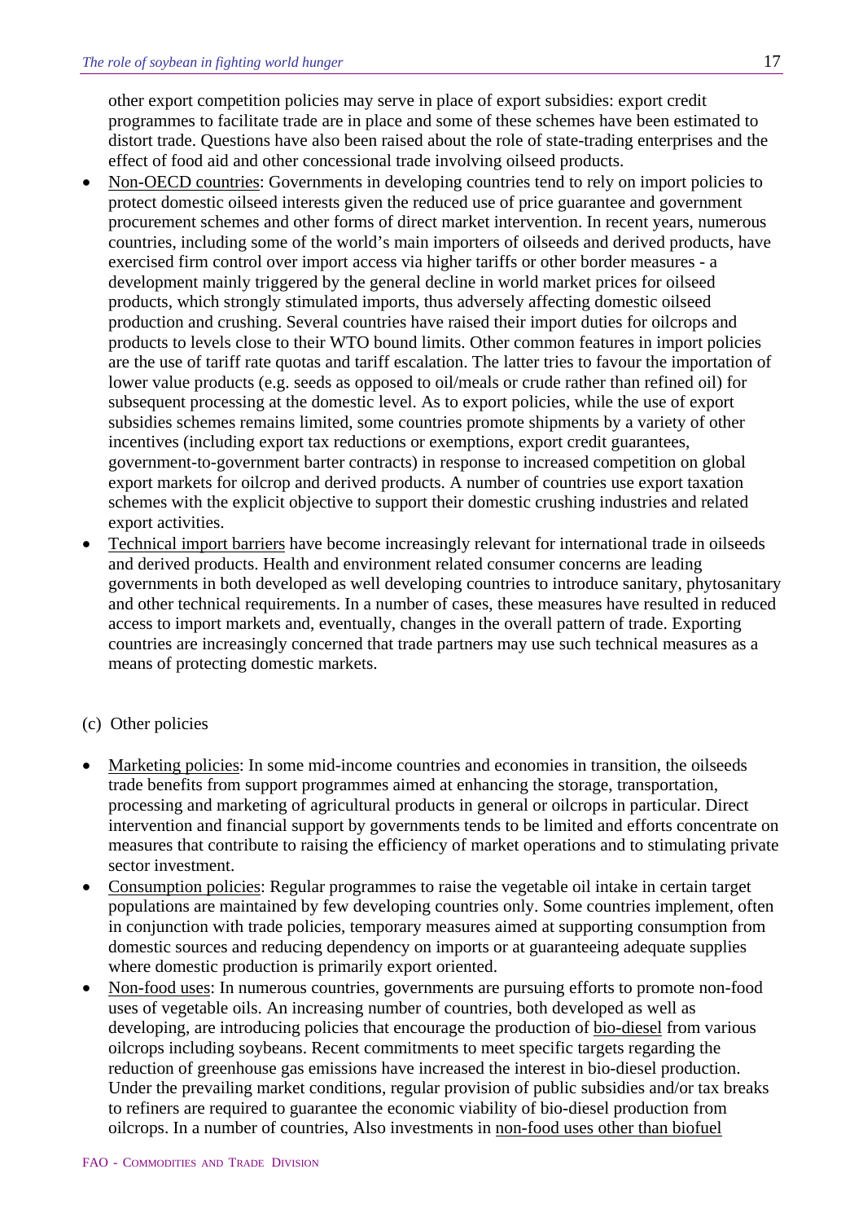other export competition policies may serve in place of export subsidies: export credit programmes to facilitate trade are in place and some of these schemes have been estimated to distort trade. Questions have also been raised about the role of state-trading enterprises and the effect of food aid and other concessional trade involving oilseed products.

- Non-OECD countries: Governments in developing countries tend to rely on import policies to protect domestic oilseed interests given the reduced use of price guarantee and government procurement schemes and other forms of direct market intervention. In recent years, numerous countries, including some of the world's main importers of oilseeds and derived products, have exercised firm control over import access via higher tariffs or other border measures - a development mainly triggered by the general decline in world market prices for oilseed products, which strongly stimulated imports, thus adversely affecting domestic oilseed production and crushing. Several countries have raised their import duties for oilcrops and products to levels close to their WTO bound limits. Other common features in import policies are the use of tariff rate quotas and tariff escalation. The latter tries to favour the importation of lower value products (e.g. seeds as opposed to oil/meals or crude rather than refined oil) for subsequent processing at the domestic level. As to export policies, while the use of export subsidies schemes remains limited, some countries promote shipments by a variety of other incentives (including export tax reductions or exemptions, export credit guarantees, government-to-government barter contracts) in response to increased competition on global export markets for oilcrop and derived products. A number of countries use export taxation schemes with the explicit objective to support their domestic crushing industries and related export activities.
- Technical import barriers have become increasingly relevant for international trade in oilseeds and derived products. Health and environment related consumer concerns are leading governments in both developed as well developing countries to introduce sanitary, phytosanitary and other technical requirements. In a number of cases, these measures have resulted in reduced access to import markets and, eventually, changes in the overall pattern of trade. Exporting countries are increasingly concerned that trade partners may use such technical measures as a means of protecting domestic markets.

(c) Other policies

- Marketing policies: In some mid-income countries and economies in transition, the oilseeds trade benefits from support programmes aimed at enhancing the storage, transportation, processing and marketing of agricultural products in general or oilcrops in particular. Direct intervention and financial support by governments tends to be limited and efforts concentrate on measures that contribute to raising the efficiency of market operations and to stimulating private sector investment.
- Consumption policies: Regular programmes to raise the vegetable oil intake in certain target populations are maintained by few developing countries only. Some countries implement, often in conjunction with trade policies, temporary measures aimed at supporting consumption from domestic sources and reducing dependency on imports or at guaranteeing adequate supplies where domestic production is primarily export oriented.
- Non-food uses: In numerous countries, governments are pursuing efforts to promote non-food uses of vegetable oils. An increasing number of countries, both developed as well as developing, are introducing policies that encourage the production of bio-diesel from various oilcrops including soybeans. Recent commitments to meet specific targets regarding the reduction of greenhouse gas emissions have increased the interest in bio-diesel production. Under the prevailing market conditions, regular provision of public subsidies and/or tax breaks to refiners are required to guarantee the economic viability of bio-diesel production from oilcrops. In a number of countries, Also investments in non-food uses other than biofuel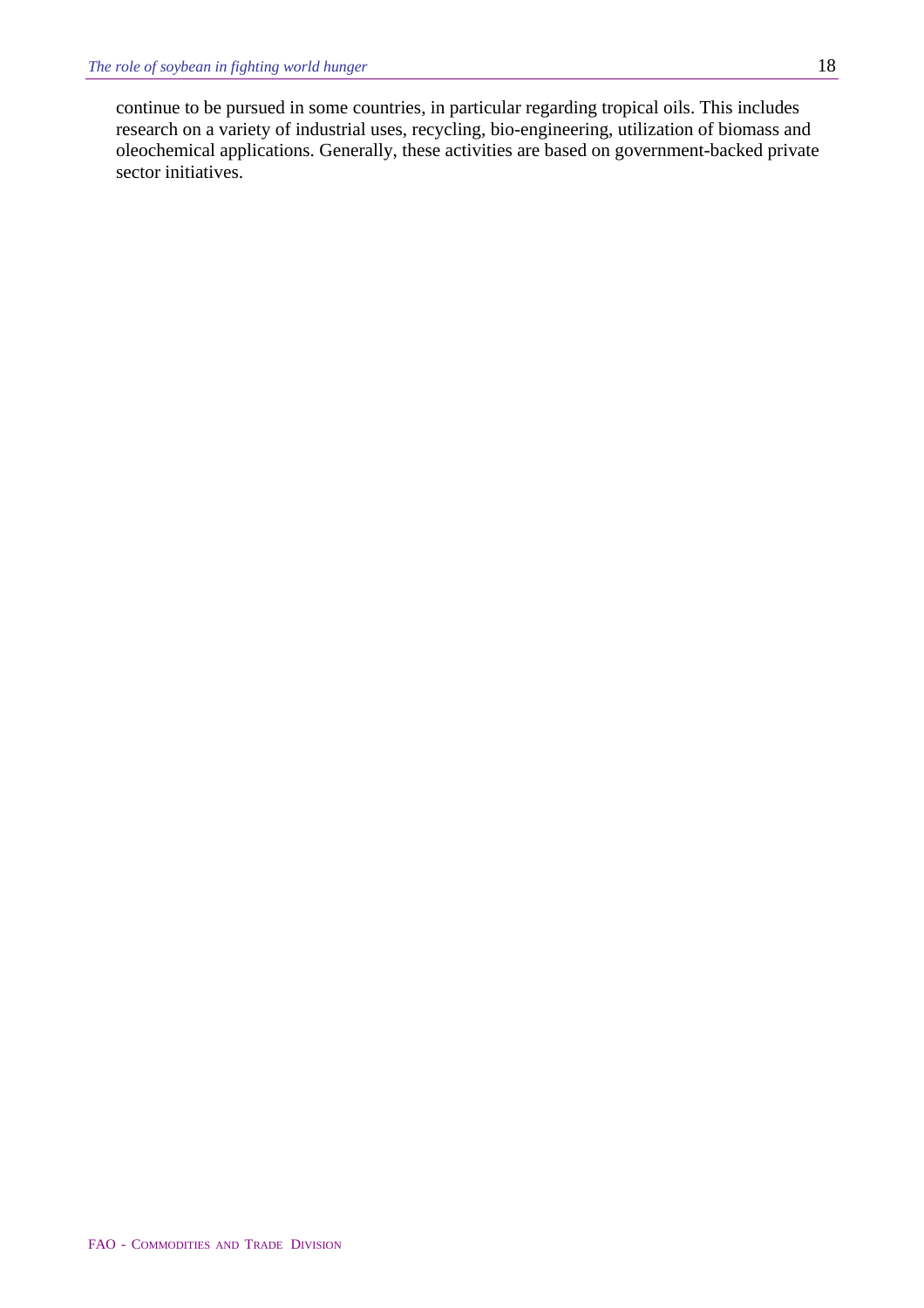continue to be pursued in some countries, in particular regarding tropical oils. This includes research on a variety of industrial uses, recycling, bio-engineering, utilization of biomass and oleochemical applications. Generally, these activities are based on government-backed private sector initiatives.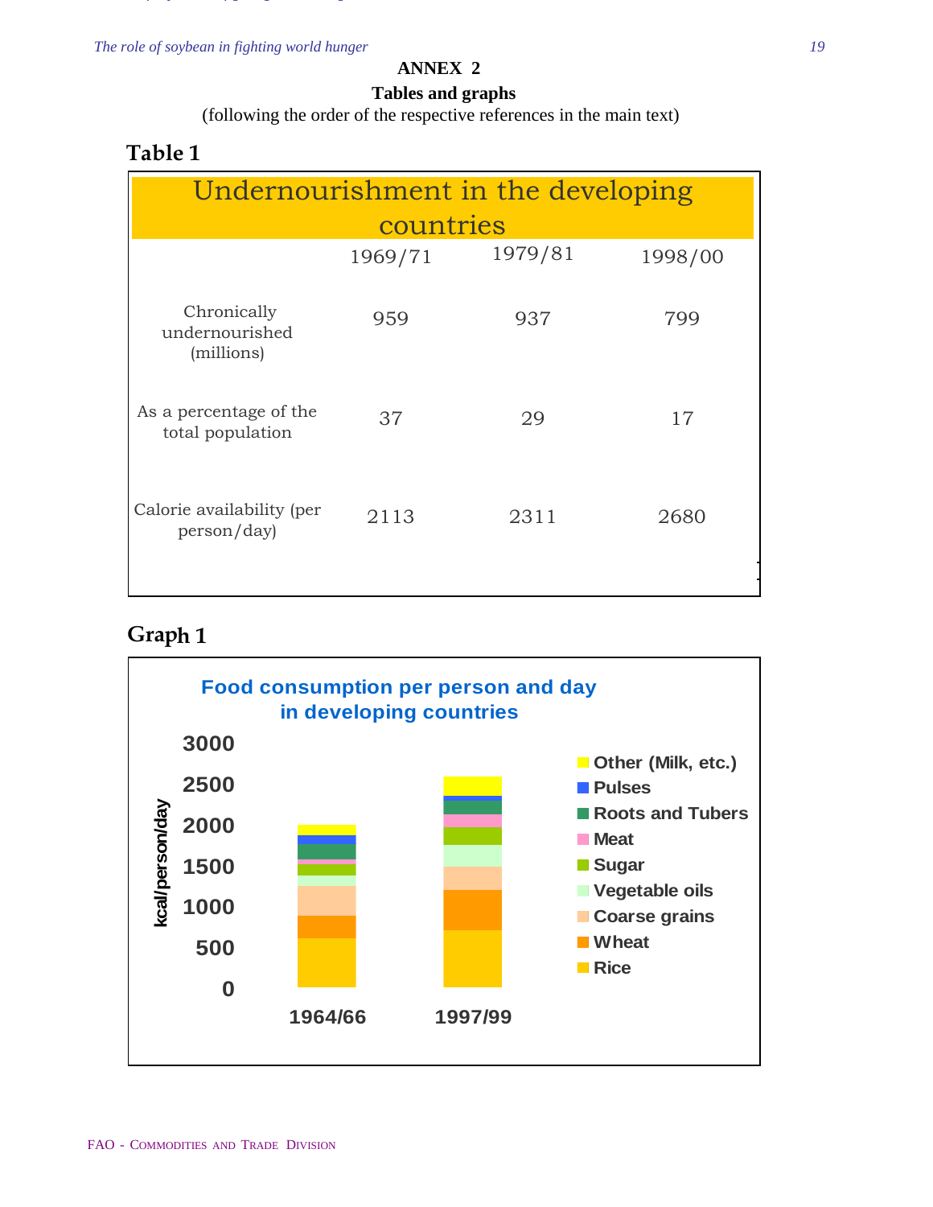**ANNEX 2**

**Tables and graphs**

(following the order of the respective references in the main text)

## Table 1

| Undernourishment in the developing countries | | | |
|---|---|---|---|
| | 1969/71 | 1979/81 | 1998/00 |
| Chronically undernourished (millions) | 959 | 937 | 799 |
| As a percentage of the total population | 37 | 29 | 17 |
| Calorie availability (per person/day) | 2113 | 2311 | 2680 |

## Graph 1

Food consumption per person and day in developing countries

kcal/person/day: 0, 500, 1000, 1500, 2000, 2500, 3000

1964/66 — 1997/99

Other (Milk, etc.), Pulses, Roots and Tubers, Meat, Sugar, Vegetable oils, Coarse grains, Wheat, Rice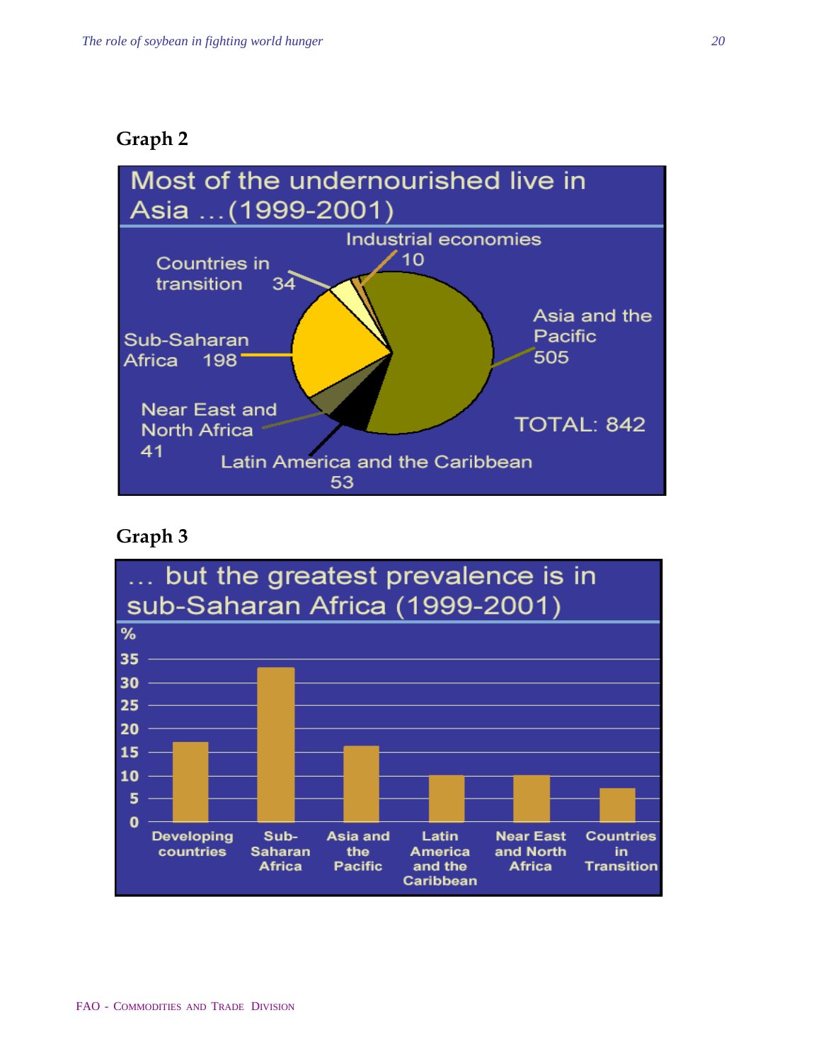**Graph 2**

Most of the undernourished live in Asia …(1999-2001)

Industrial economies 10

Countries in transition 34

Asia and the Pacific 505

Sub-Saharan Africa 198

Near East and North Africa 41

TOTAL: 842

Latin America and the Caribbean 53

**Graph 3**

… but the greatest prevalence is in sub-Saharan Africa (1999-2001)

%

35
30
25
20
15
10
5
0

Developing countries | Sub-Saharan Africa | Asia and the Pacific | Latin America and the Caribbean | Near East and North Africa | Countries in Transition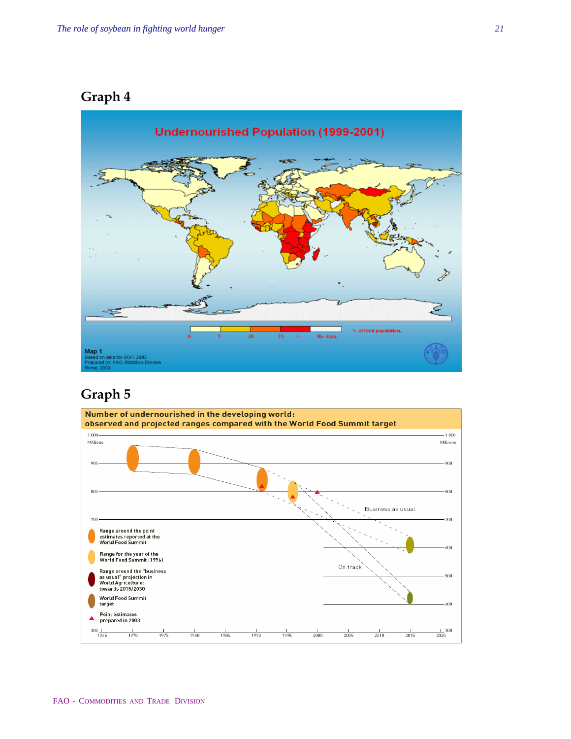## Graph 4

Undernourished Population (1999-2001)

0 | 5 | 20 | 35 | > | No data — % of total population

Map 1
Based on data for SOFI 2003.
Prepared by: FAO Statistics Division
Rome, 2003

## Graph 5

Number of undernourished in the developing world: observed and projected ranges compared with the World Food Summit target

Range around the point estimates reported at the World Food Summit

Range for the year of the World Food Summit (1996)

Range around the "business as usual" projection in World Agriculture: towards 2015/2030

World Food Summit target

Point estimates prepared in 2003

Business as usual

On track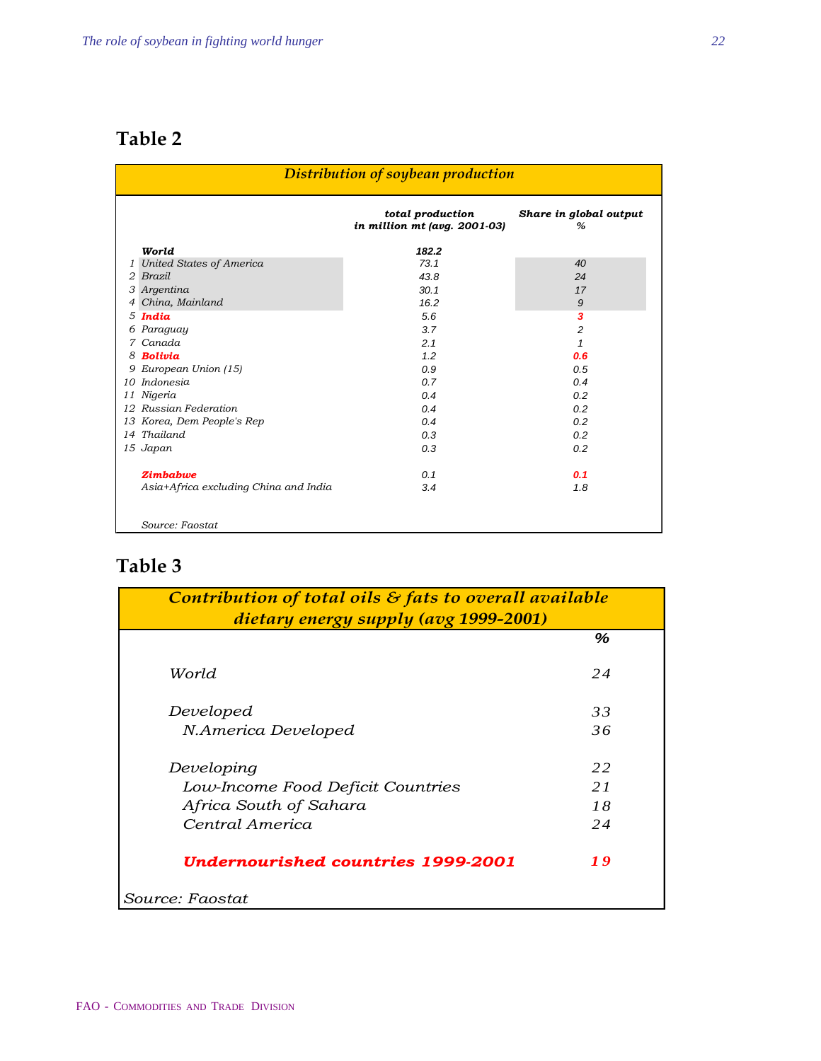## Table 2

*Distribution of soybean production*

| | | total production in million mt (avg. 2001-03) | Share in global output % |
|---|---|---|---|
| | **World** | **182.2** | |
| 1 | United States of America | 73.1 | 40 |
| 2 | Brazil | 43.8 | 24 |
| 3 | Argentina | 30.1 | 17 |
| 4 | China, Mainland | 16.2 | 9 |
| 5 | **India** | 5.6 | **3** |
| 6 | Paraguay | 3.7 | 2 |
| 7 | Canada | 2.1 | 1 |
| 8 | **Bolivia** | 1.2 | **0.6** |
| 9 | European Union (15) | 0.9 | 0.5 |
| 10 | Indonesia | 0.7 | 0.4 |
| 11 | Nigeria | 0.4 | 0.2 |
| 12 | Russian Federation | 0.4 | 0.2 |
| 13 | Korea, Dem People's Rep | 0.4 | 0.2 |
| 14 | Thailand | 0.3 | 0.2 |
| 15 | Japan | 0.3 | 0.2 |
| | **Zimbabwe** | 0.1 | **0.1** |
| | Asia+Africa excluding China and India | 3.4 | 1.8 |

Source: Faostat

## Table 3

*Contribution of total oils & fats to overall available dietary energy supply (avg 1999-2001)*

| | % |
|---|---|
| World | 24 |
| Developed | 33 |
| N.America Developed | 36 |
| Developing | 22 |
| Low-Income Food Deficit Countries | 21 |
| Africa South of Sahara | 18 |
| Central America | 24 |
| **Undernourished countries 1999-2001** | **19** |

Source: Faostat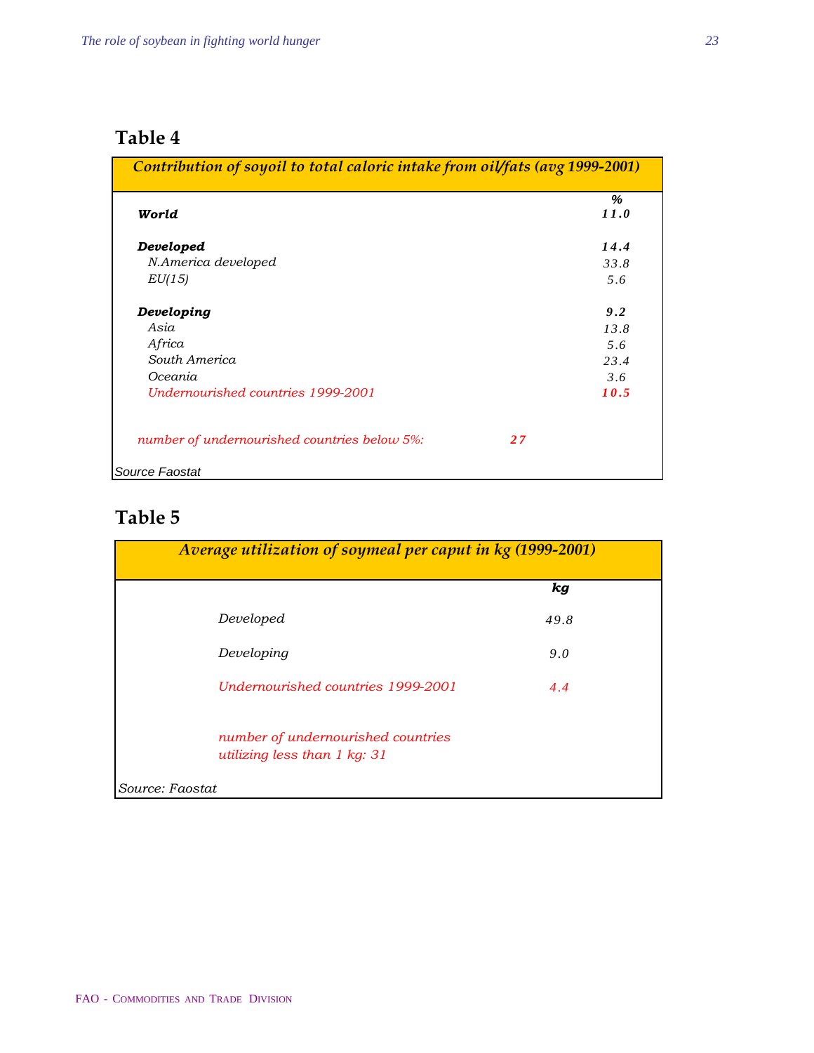## Table 4

*Contribution of soyoil to total caloric intake from oil/fats (avg 1999-2001)*

| | % |
|---|---|
| ***World*** | ***11.0*** |
| ***Developed*** | ***14.4*** |
| *N.America developed* | *33.8* |
| *EU(15)* | *5.6* |
| ***Developing*** | ***9.2*** |
| *Asia* | *13.8* |
| *Africa* | *5.6* |
| *South America* | *23.4* |
| *Oceania* | *3.6* |
| *Undernourished countries 1999-2001* | ***10.5*** |

*number of undernourished countries below 5%:* ***27***

Source Faostat

## Table 5

*Average utilization of soymeal per caput in kg (1999-2001)*

| | kg |
|---|---|
| *Developed* | *49.8* |
| *Developing* | *9.0* |
| *Undernourished countries 1999-2001* | *4.4* |

*number of undernourished countries utilizing less than 1 kg: 31*

Source: Faostat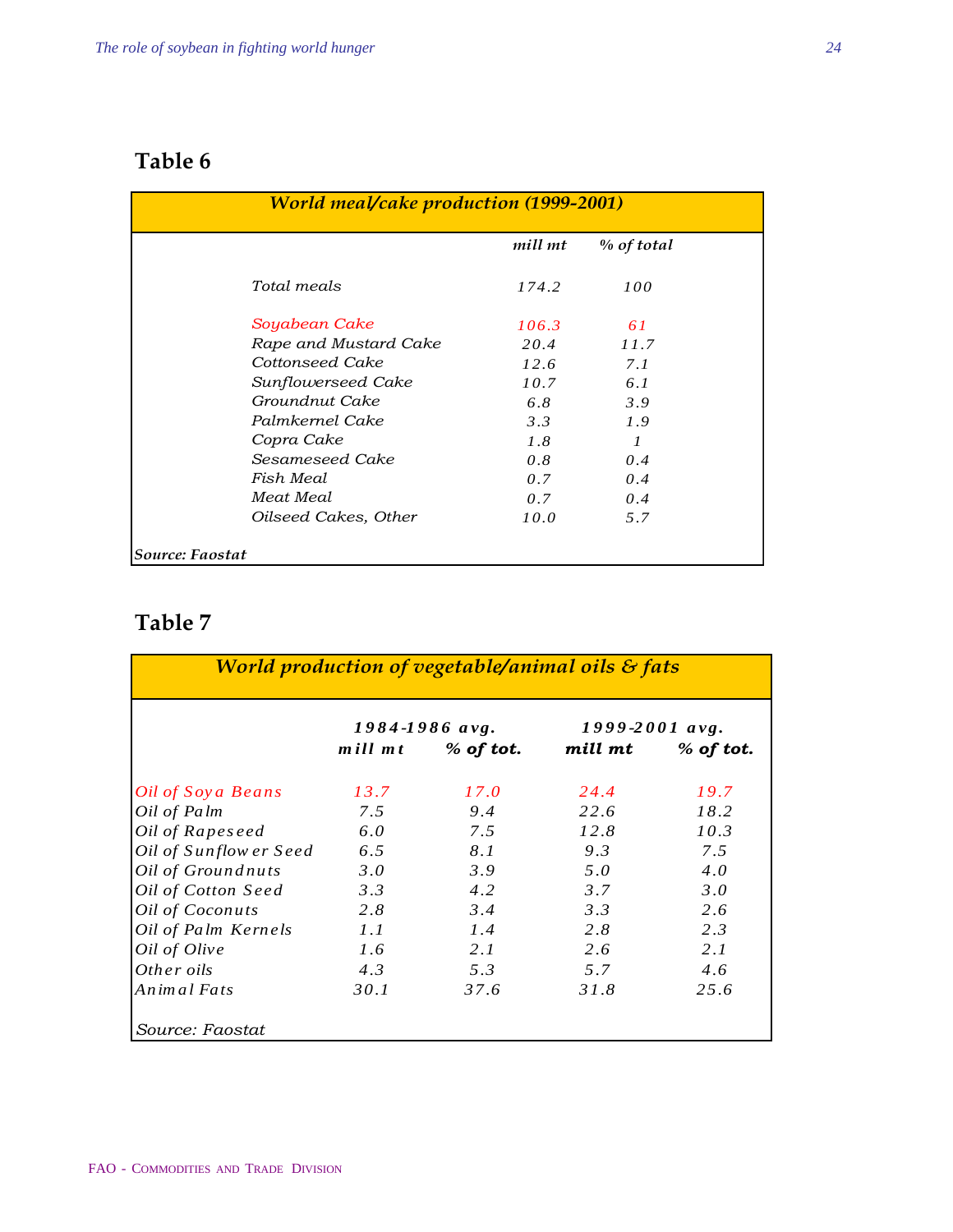## Table 6

| World meal/cake production (1999-2001) | | |
|---|---|---|
| | mill mt | % of total |
| Total meals | 174.2 | 100 |
| Soyabean Cake | 106.3 | 61 |
| Rape and Mustard Cake | 20.4 | 11.7 |
| Cottonseed Cake | 12.6 | 7.1 |
| Sunflowerseed Cake | 10.7 | 6.1 |
| Groundnut Cake | 6.8 | 3.9 |
| Palmkernel Cake | 3.3 | 1.9 |
| Copra Cake | 1.8 | 1 |
| Sesameseed Cake | 0.8 | 0.4 |
| Fish Meal | 0.7 | 0.4 |
| Meat Meal | 0.7 | 0.4 |
| Oilseed Cakes, Other | 10.0 | 5.7 |

*Source: Faostat*

## Table 7

| World production of vegetable/animal oils & fats | | | | |
|---|---|---|---|---|
| | 1984-1986 avg. | | 1999-2001 avg. | |
| | mill mt | % of tot. | mill mt | % of tot. |
| Oil of Soya Beans | 13.7 | 17.0 | 24.4 | 19.7 |
| Oil of Palm | 7.5 | 9.4 | 22.6 | 18.2 |
| Oil of Rapeseed | 6.0 | 7.5 | 12.8 | 10.3 |
| Oil of Sunflower Seed | 6.5 | 8.1 | 9.3 | 7.5 |
| Oil of Groundnuts | 3.0 | 3.9 | 5.0 | 4.0 |
| Oil of Cotton Seed | 3.3 | 4.2 | 3.7 | 3.0 |
| Oil of Coconuts | 2.8 | 3.4 | 3.3 | 2.6 |
| Oil of Palm Kernels | 1.1 | 1.4 | 2.8 | 2.3 |
| Oil of Olive | 1.6 | 2.1 | 2.6 | 2.1 |
| Other oils | 4.3 | 5.3 | 5.7 | 4.6 |
| Animal Fats | 30.1 | 37.6 | 31.8 | 25.6 |

*Source: Faostat*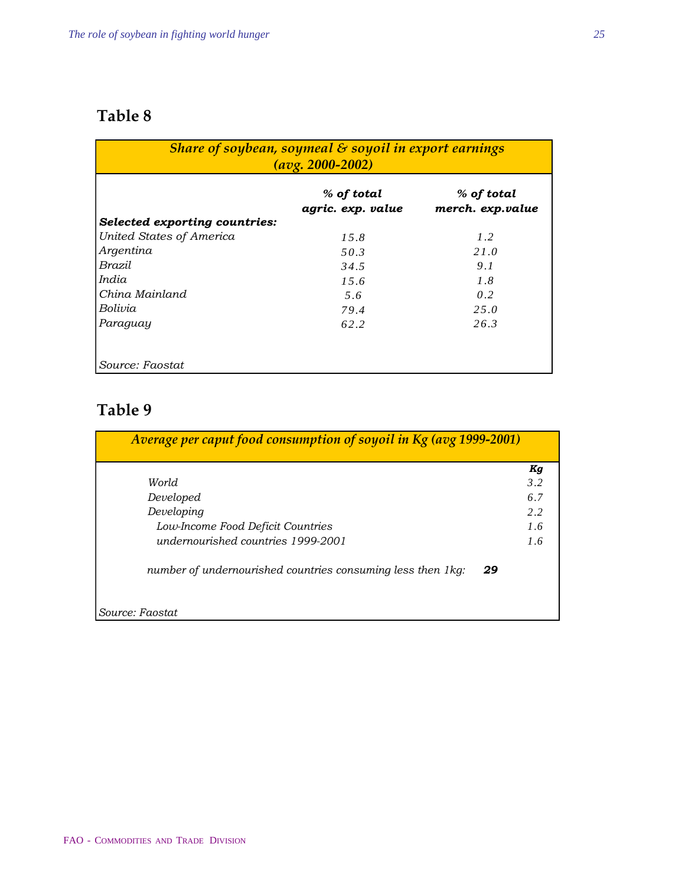## Table 8

*Share of soybean, soymeal & soyoil in export earnings (avg. 2000-2002)*

| Selected exporting countries: | % of total agric. exp. value | % of total merch. exp.value |
|---|---|---|
| United States of America | 15.8 | 1.2 |
| Argentina | 50.3 | 21.0 |
| Brazil | 34.5 | 9.1 |
| India | 15.6 | 1.8 |
| China Mainland | 5.6 | 0.2 |
| Bolivia | 79.4 | 25.0 |
| Paraguay | 62.2 | 26.3 |

*Source: Faostat*

## Table 9

*Average per caput food consumption of soyoil in Kg (avg 1999-2001)*

| | Kg |
|---|---|
| World | 3.2 |
| Developed | 6.7 |
| Developing | 2.2 |
| Low-Income Food Deficit Countries | 1.6 |
| undernourished countries 1999-2001 | 1.6 |

*number of undernourished countries consuming less then 1kg:* **29**

*Source: Faostat*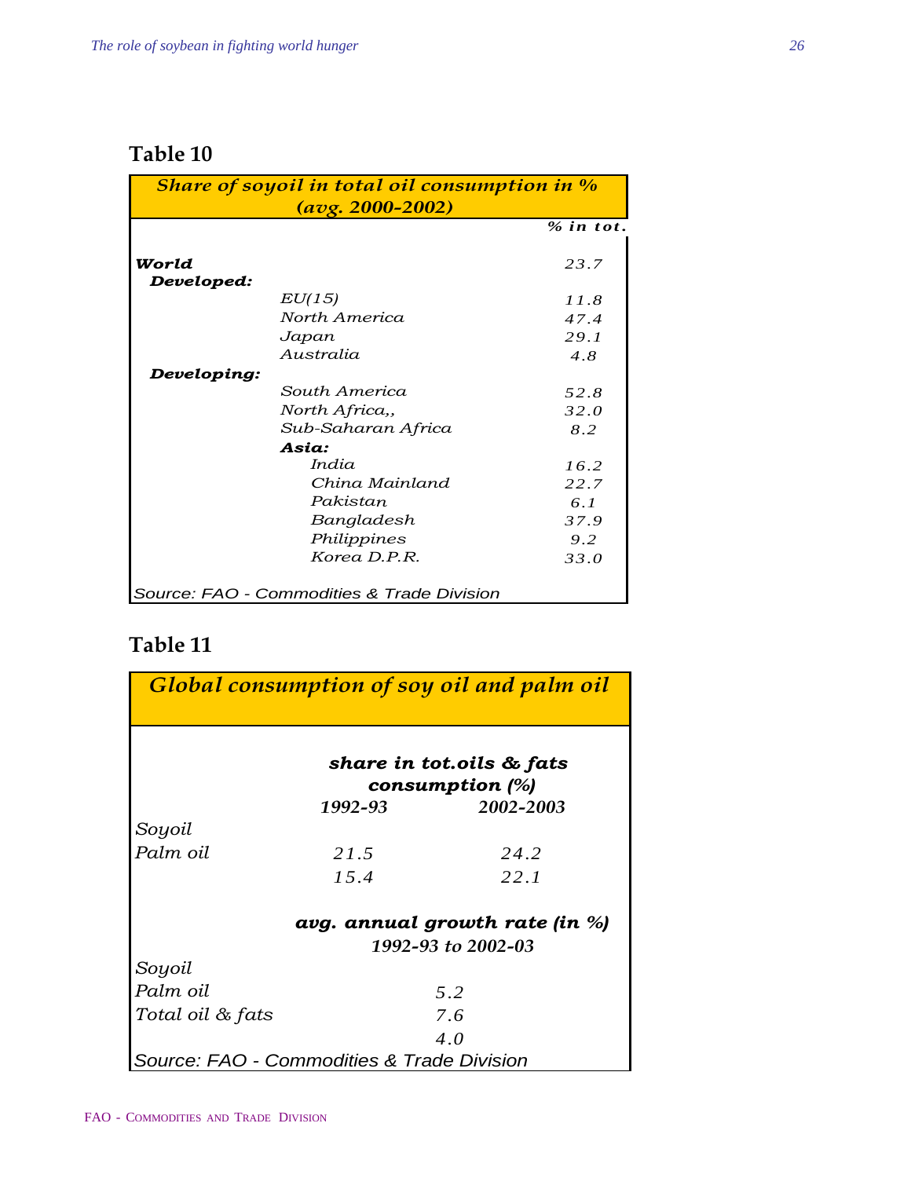## Table 10

| *Share of soyoil in total oil consumption in % (avg. 2000-2002)* | | |
|---|---|---|
| | | *% in tot.* |
| ***World*** | | *23.7* |
| ***Developed:*** | | |
| | *EU(15)* | *11.8* |
| | *North America* | *47.4* |
| | *Japan* | *29.1* |
| | *Australia* | *4.8* |
| ***Developing:*** | | |
| | *South America* | *52.8* |
| | *North Africa,,* | *32.0* |
| | *Sub-Saharan Africa* | *8.2* |
| | ***Asia:*** | |
| | *India* | *16.2* |
| | *China Mainland* | *22.7* |
| | *Pakistan* | *6.1* |
| | *Bangladesh* | *37.9* |
| | *Philippines* | *9.2* |
| | *Korea D.P.R.* | *33.0* |

*Source: FAO - Commodities & Trade Division*

## Table 11

| *Global consumption of soy oil and palm oil* | | |
|---|---|---|
| | ***share in tot.oils & fats consumption (%)*** | |
| | ***1992-93*** | ***2002-2003*** |
| *Soyoil* | | |
| *Palm oil* | *21.5* | *24.2* |
| | *15.4* | *22.1* |
| | ***avg. annual growth rate (in %) 1992-93 to 2002-03*** | |
| *Soyoil* | | |
| *Palm oil* | *5.2* | |
| *Total oil & fats* | *7.6* | |
| | *4.0* | |

*Source: FAO - Commodities & Trade Division*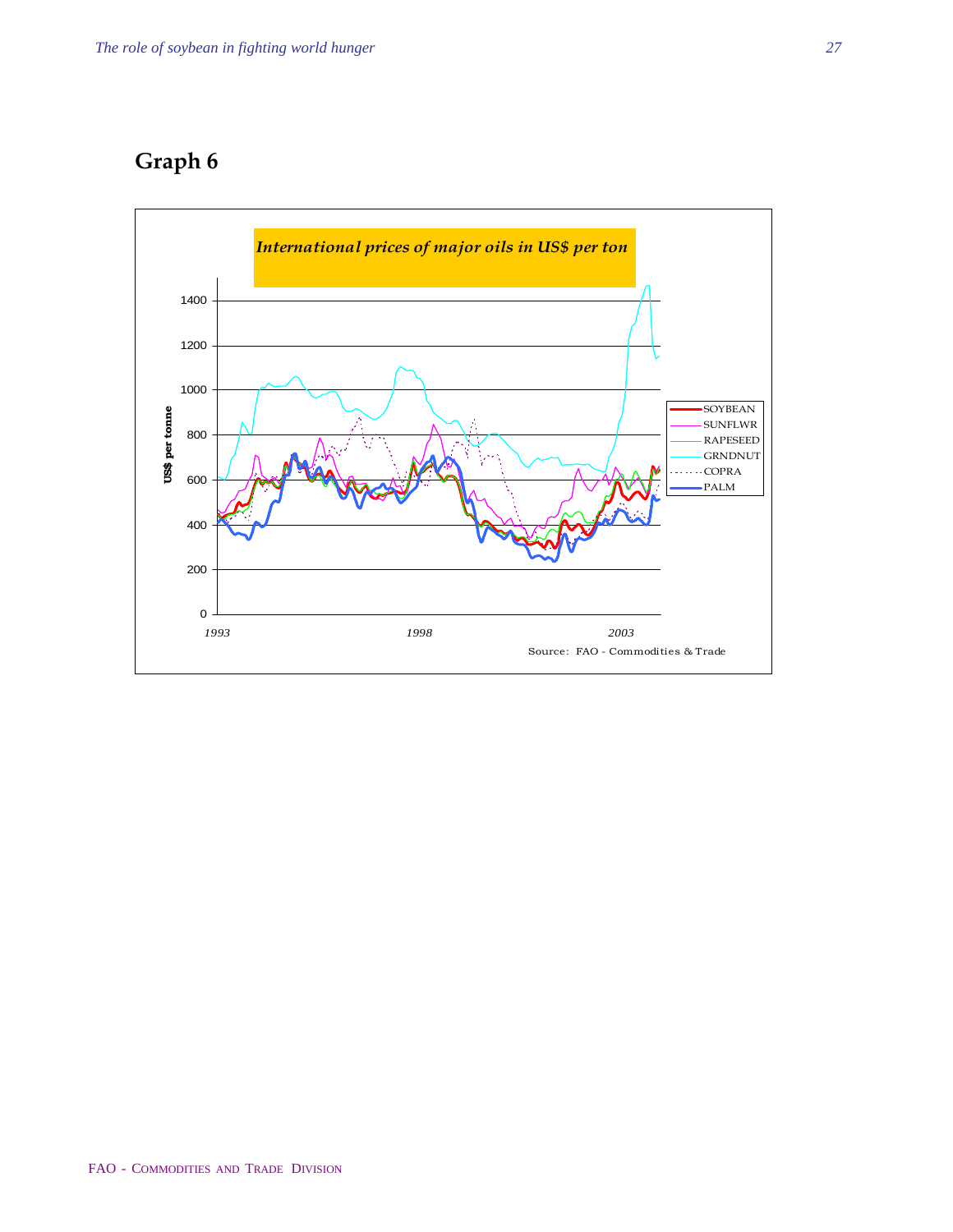## Graph 6

*International prices of major oils in US$ per ton*

US$ per tonne

1400
1200
1000
800
600
400
200
0

1993 1998 2003

SOYBEAN
SUNFLWR
RAPESEED
GRNDNUT
COPRA
PALM

Source: FAO - Commodities & Trade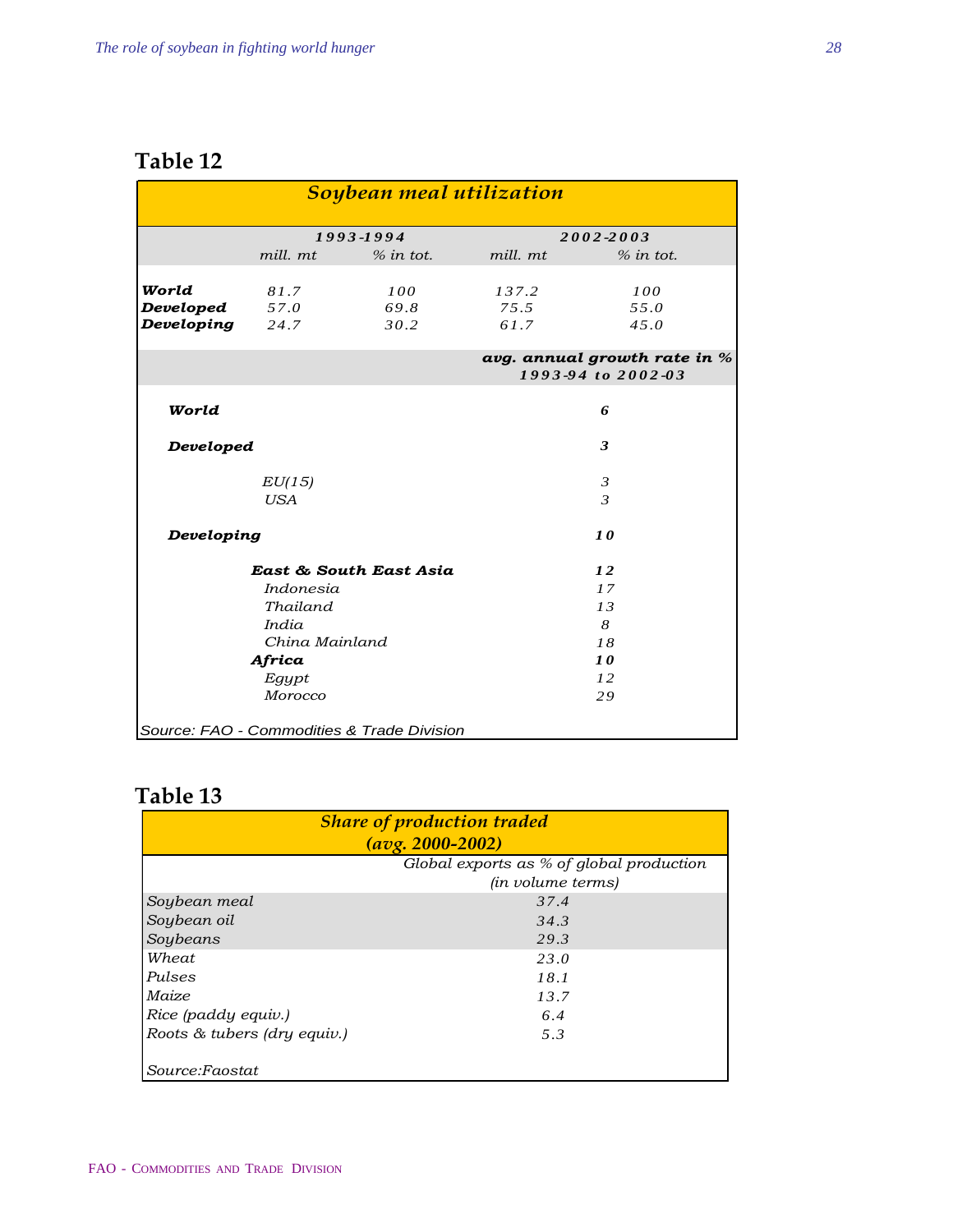## Table 12

| *Soybean meal utilization* | | | | |
|---|---|---|---|---|
| | *1993-1994* | | *2002-2003* | |
| | *mill. mt* | *% in tot.* | *mill. mt* | *% in tot.* |
| ***World*** | *81.7* | *100* | *137.2* | *100* |
| ***Developed*** | *57.0* | *69.8* | *75.5* | *55.0* |
| ***Developing*** | *24.7* | *30.2* | *61.7* | *45.0* |

| | ***avg. annual growth rate in %*** ***1993-94 to 2002-03*** |
|---|---|
| ***World*** | ***6*** |
| ***Developed*** | ***3*** |
| *EU(15)* | *3* |
| *USA* | *3* |
| ***Developing*** | ***10*** |
| ***East & South East Asia*** | ***12*** |
| *Indonesia* | *17* |
| *Thailand* | *13* |
| *India* | *8* |
| *China Mainland* | *18* |
| ***Africa*** | ***10*** |
| *Egypt* | *12* |
| *Morocco* | *29* |

*Source: FAO - Commodities & Trade Division*

## Table 13

| ***Share of production traded (avg. 2000-2002)*** | |
|---|---|
| | *Global exports as % of global production (in volume terms)* |
| *Soybean meal* | *37.4* |
| *Soybean oil* | *34.3* |
| *Soybeans* | *29.3* |
| *Wheat* | *23.0* |
| *Pulses* | *18.1* |
| *Maize* | *13.7* |
| *Rice (paddy equiv.)* | *6.4* |
| *Roots & tubers (dry equiv.)* | *5.3* |

*Source:Faostat*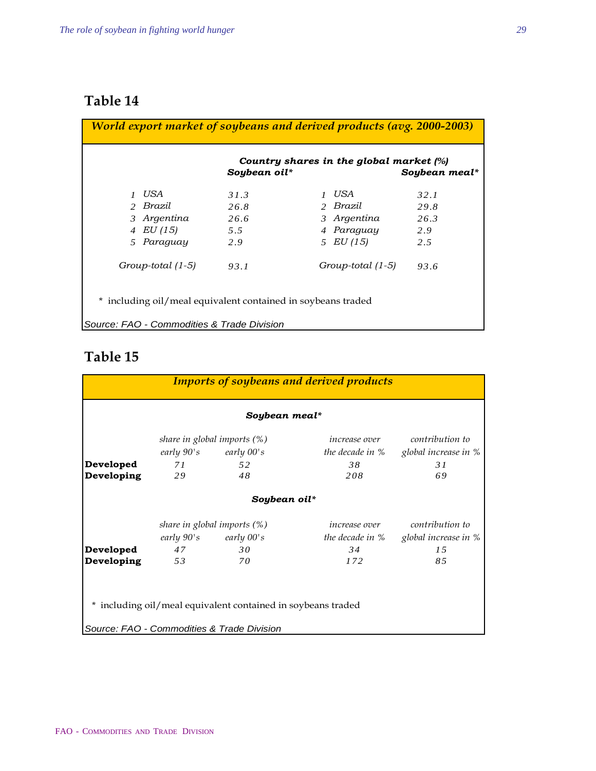## Table 14

| *World export market of soybeans and derived products (avg. 2000-2003)* | | | |
|---|---|---|---|
| ***Country shares in the global market (%)*** | | | |
| | ***Soybean oil**** | | ***Soybean meal**** |
| *1 USA* | *31.3* | *1 USA* | *32.1* |
| *2 Brazil* | *26.8* | *2 Brazil* | *29.8* |
| *3 Argentina* | *26.6* | *3 Argentina* | *26.3* |
| *4 EU (15)* | *5.5* | *4 Paraguay* | *2.9* |
| *5 Paraguay* | *2.9* | *5 EU (15)* | *2.5* |
| *Group-total (1-5)* | *93.1* | *Group-total (1-5)* | *93.6* |

\* including oil/meal equivalent contained in soybeans traded

*Source: FAO - Commodities & Trade Division*

## Table 15

*Imports of soybeans and derived products*

**Soybean meal***

| | *share in global imports (%)* | | *increase over* | *contribution to* |
|---|---|---|---|---|
| | *early 90's* | *early 00's* | *the decade in %* | *global increase in %* |
| **Developed** | *71* | *52* | *38* | *31* |
| **Developing** | *29* | *48* | *208* | *69* |

**Soybean oil***

| | *share in global imports (%)* | | *increase over* | *contribution to* |
|---|---|---|---|---|
| | *early 90's* | *early 00's* | *the decade in %* | *global increase in %* |
| **Developed** | *47* | *30* | *34* | *15* |
| **Developing** | *53* | *70* | *172* | *85* |

\* including oil/meal equivalent contained in soybeans traded

*Source: FAO - Commodities & Trade Division*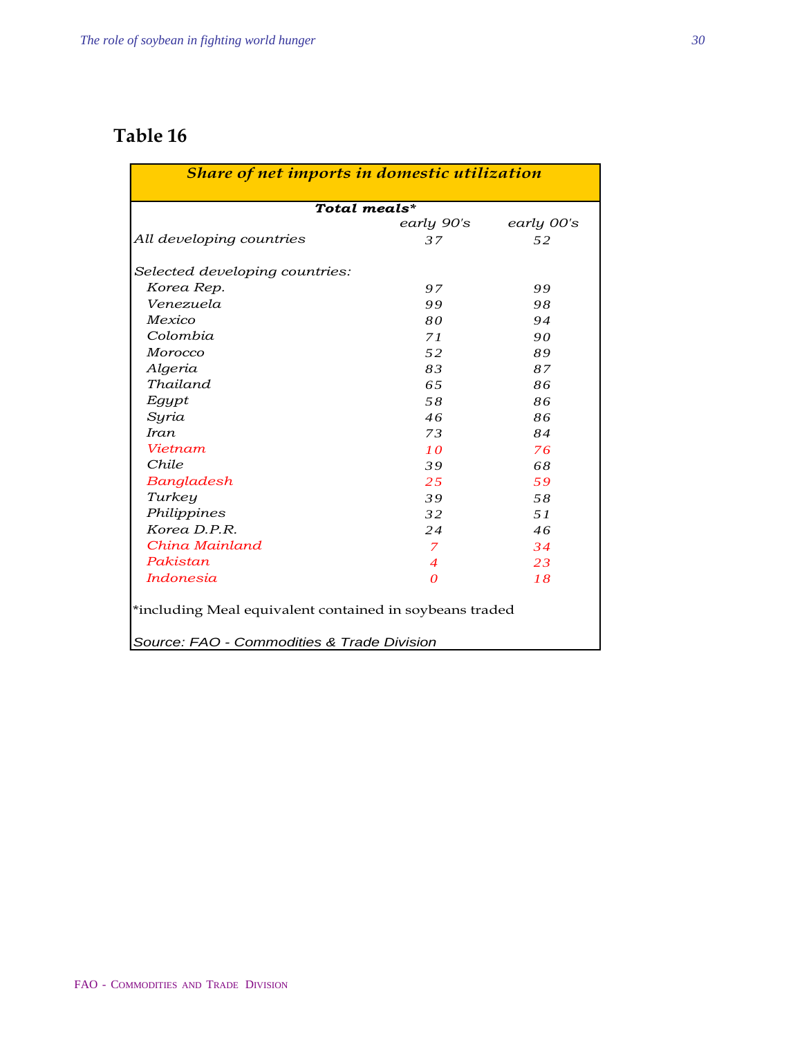## Table 16

| *Share of net imports in domestic utilization* | | |
|---|---|---|
| | ***Total meals**** | |
| | *early 90's* | *early 00's* |
| *All developing countries* | *37* | *52* |
| | | |
| *Selected developing countries:* | | |
| *Korea Rep.* | *97* | *99* |
| *Venezuela* | *99* | *98* |
| *Mexico* | *80* | *94* |
| *Colombia* | *71* | *90* |
| *Morocco* | *52* | *89* |
| *Algeria* | *83* | *87* |
| *Thailand* | *65* | *86* |
| *Egypt* | *58* | *86* |
| *Syria* | *46* | *86* |
| *Iran* | *73* | *84* |
| *Vietnam* | *10* | *76* |
| *Chile* | *39* | *68* |
| *Bangladesh* | *25* | *59* |
| *Turkey* | *39* | *58* |
| *Philippines* | *32* | *51* |
| *Korea D.P.R.* | *24* | *46* |
| *China Mainland* | *7* | *34* |
| *Pakistan* | *4* | *23* |
| *Indonesia* | *0* | *18* |

*including Meal equivalent contained in soybeans traded

*Source: FAO - Commodities & Trade Division*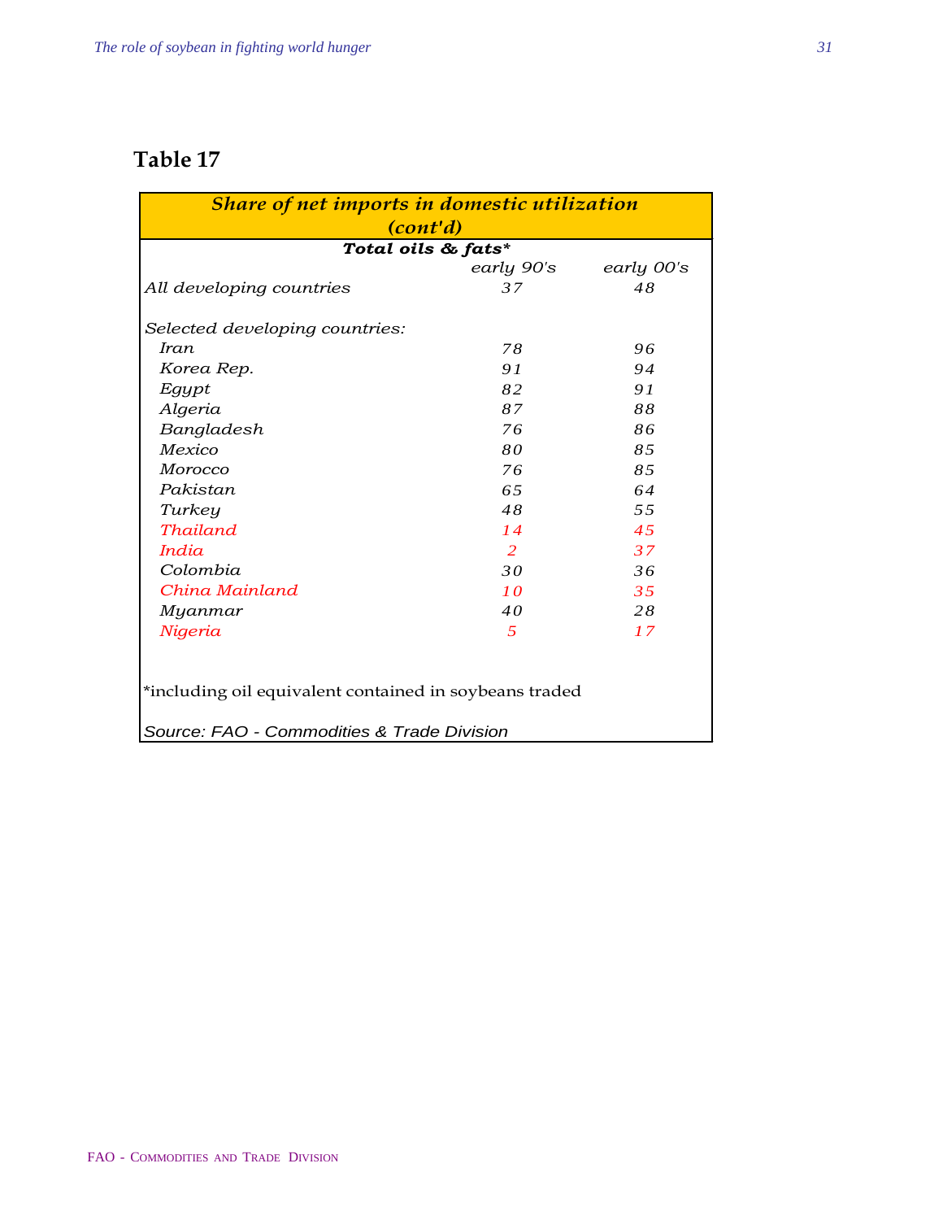## Table 17

| *Share of net imports in domestic utilization (cont'd)* | | |
|---|---|---|
| ***Total oils & fats**** | | |
| | *early 90's* | *early 00's* |
| *All developing countries* | *37* | *48* |
| | | |
| *Selected developing countries:* | | |
| *Iran* | *78* | *96* |
| *Korea Rep.* | *91* | *94* |
| *Egypt* | *82* | *91* |
| *Algeria* | *87* | *88* |
| *Bangladesh* | *76* | *86* |
| *Mexico* | *80* | *85* |
| *Morocco* | *76* | *85* |
| *Pakistan* | *65* | *64* |
| *Turkey* | *48* | *55* |
| *Thailand* | *14* | *45* |
| *India* | *2* | *37* |
| *Colombia* | *30* | *36* |
| *China Mainland* | *10* | *35* |
| *Myanmar* | *40* | *28* |
| *Nigeria* | *5* | *17* |

*including oil equivalent contained in soybeans traded

*Source: FAO - Commodities & Trade Division*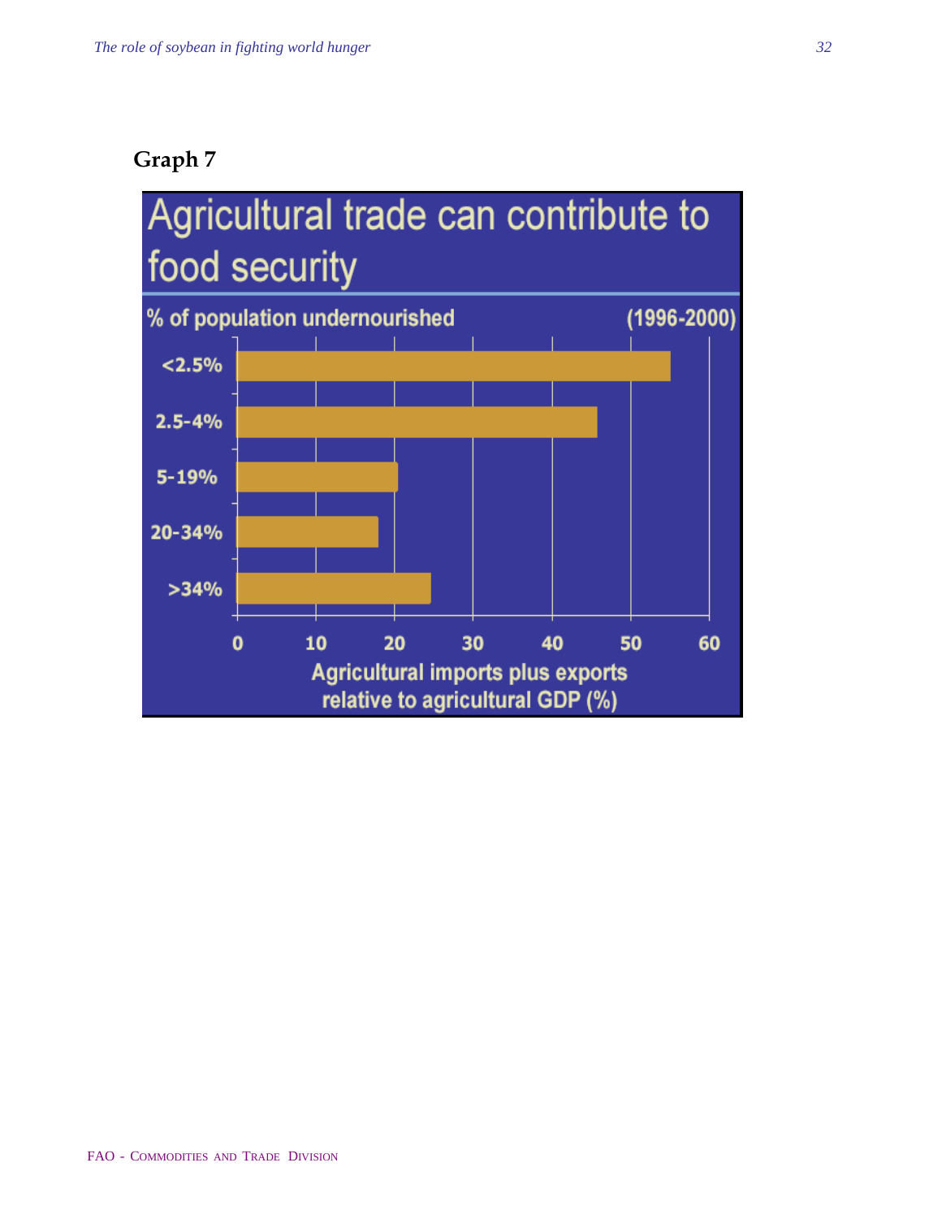## Graph 7

Agricultural trade can contribute to food security

% of population undernourished

(1996-2000)

<2.5%

2.5-4%

5-19%

20-34%

>34%

0 10 20 30 40 50 60

Agricultural imports plus exports relative to agricultural GDP (%)